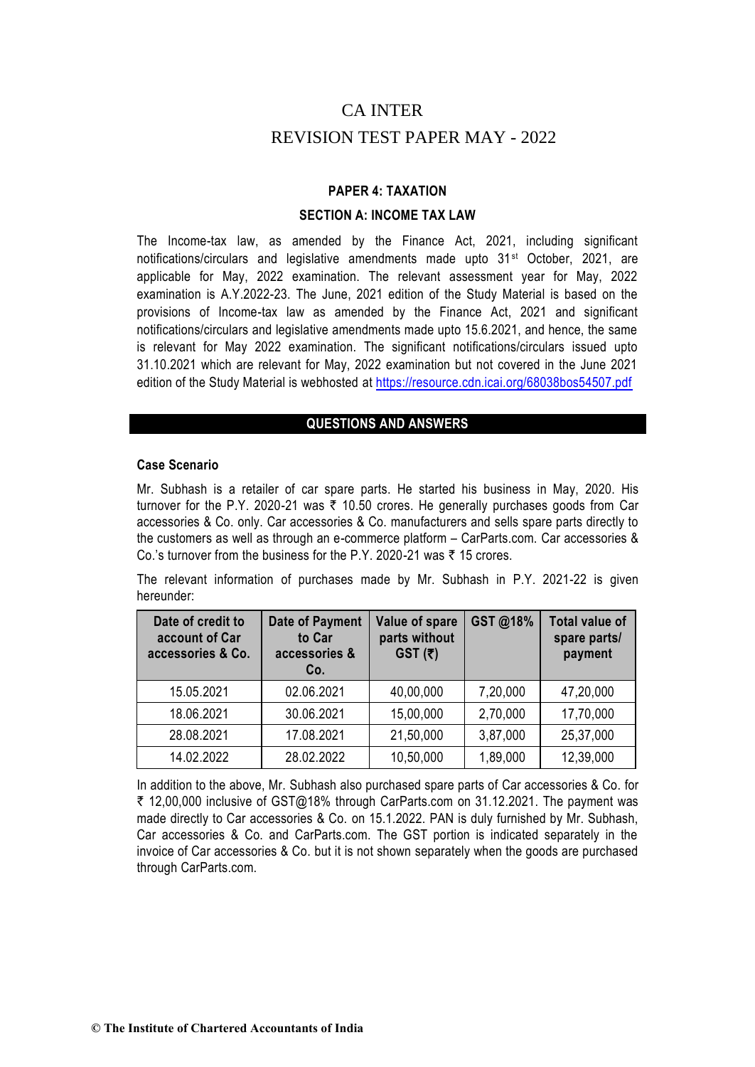# CA INTER

# REVISION TEST PAPER MAY - 2022

## PAPER 4: TAXATION

### SECTION A: INCOME TAX LAW

The Income-tax law, as amended by the Finance Act, 2021, including significant notifications/circulars and legislative amendments made upto 31st October, 2021, are applicable for May, 2022 examination. The relevant assessment year for May, 2022 examination is A.Y.2022-23. The June, 2021 edition of the Study Material is based on the provisions of Income-tax law as amended by the Finance Act, 2021 and significant notifications/circulars and legislative amendments made upto 15.6.2021, and hence, the same is relevant for May 2022 examination. The significant notifications/circulars issued upto 31.10.2021 which are relevant for May, 2022 examination but not covered in the June 2021 edition of the Study Material is webhosted at https://resource.cdn.icai.org/68038bos54507.pdf

## QUESTIONS AND ANSWERS

**Case Scenario**

Mr. Subhash is a retailer of car spare parts. He started his business in May, 2020. His turnover for the P.Y. 2020-21 was ₹ 10.50 crores. He generally purchases goods from Car accessories & Co. only. Car accessories & Co. manufacturers and sells spare parts directly to the customers as well as through an e-commerce platform – CarParts.com. Car accessories & Co.'s turnover from the business for the P.Y. 2020-21 was ₹ 15 crores.

The relevant information of purchases made by Mr. Subhash in P.Y. 2021-22 is given hereunder:

| Date of credit to account of Car accessories & Co. | Date of Payment to Car accessories & Co. | Value of spare parts without GST (₹) | GST @18% | Total value of spare parts/ payment |
|---|---|---|---|---|
| 15.05.2021 | 02.06.2021 | 40,00,000 | 7,20,000 | 47,20,000 |
| 18.06.2021 | 30.06.2021 | 15,00,000 | 2,70,000 | 17,70,000 |
| 28.08.2021 | 17.08.2021 | 21,50,000 | 3,87,000 | 25,37,000 |
| 14.02.2022 | 28.02.2022 | 10,50,000 | 1,89,000 | 12,39,000 |

In addition to the above, Mr. Subhash also purchased spare parts of Car accessories & Co. for ₹ 12,00,000 inclusive of GST@18% through CarParts.com on 31.12.2021. The payment was made directly to Car accessories & Co. on 15.1.2022. PAN is duly furnished by Mr. Subhash, Car accessories & Co. and CarParts.com. The GST portion is indicated separately in the invoice of Car accessories & Co. but it is not shown separately when the goods are purchased through CarParts.com.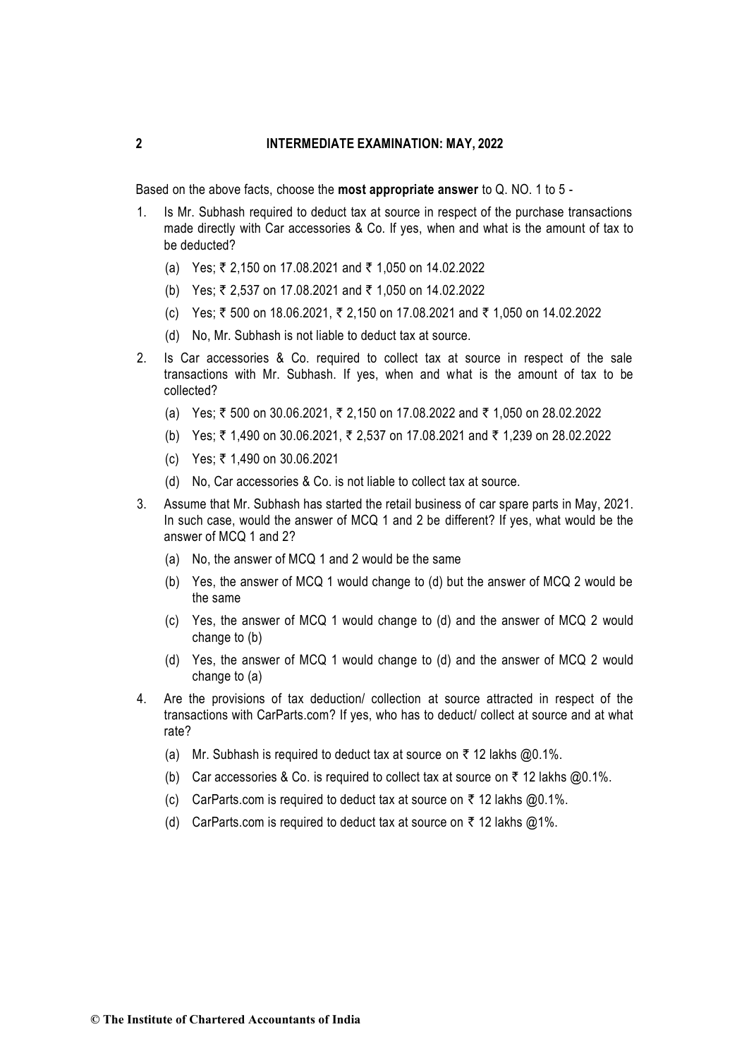Based on the above facts, choose the **most appropriate answer** to Q. NO. 1 to 5 -

1. Is Mr. Subhash required to deduct tax at source in respect of the purchase transactions made directly with Car accessories & Co. If yes, when and what is the amount of tax to be deducted?

   (a) Yes; ₹ 2,150 on 17.08.2021 and ₹ 1,050 on 14.02.2022

   (b) Yes; ₹ 2,537 on 17.08.2021 and ₹ 1,050 on 14.02.2022

   (c) Yes; ₹ 500 on 18.06.2021, ₹ 2,150 on 17.08.2021 and ₹ 1,050 on 14.02.2022

   (d) No, Mr. Subhash is not liable to deduct tax at source.

2. Is Car accessories & Co. required to collect tax at source in respect of the sale transactions with Mr. Subhash. If yes, when and what is the amount of tax to be collected?

   (a) Yes; ₹ 500 on 30.06.2021, ₹ 2,150 on 17.08.2022 and ₹ 1,050 on 28.02.2022

   (b) Yes; ₹ 1,490 on 30.06.2021, ₹ 2,537 on 17.08.2021 and ₹ 1,239 on 28.02.2022

   (c) Yes; ₹ 1,490 on 30.06.2021

   (d) No, Car accessories & Co. is not liable to collect tax at source.

3. Assume that Mr. Subhash has started the retail business of car spare parts in May, 2021. In such case, would the answer of MCQ 1 and 2 be different? If yes, what would be the answer of MCQ 1 and 2?

   (a) No, the answer of MCQ 1 and 2 would be the same

   (b) Yes, the answer of MCQ 1 would change to (d) but the answer of MCQ 2 would be the same

   (c) Yes, the answer of MCQ 1 would change to (d) and the answer of MCQ 2 would change to (b)

   (d) Yes, the answer of MCQ 1 would change to (d) and the answer of MCQ 2 would change to (a)

4. Are the provisions of tax deduction/ collection at source attracted in respect of the transactions with CarParts.com? If yes, who has to deduct/ collect at source and at what rate?

   (a) Mr. Subhash is required to deduct tax at source on ₹ 12 lakhs @0.1%.

   (b) Car accessories & Co. is required to collect tax at source on ₹ 12 lakhs @0.1%.

   (c) CarParts.com is required to deduct tax at source on ₹ 12 lakhs @0.1%.

   (d) CarParts.com is required to deduct tax at source on ₹ 12 lakhs @1%.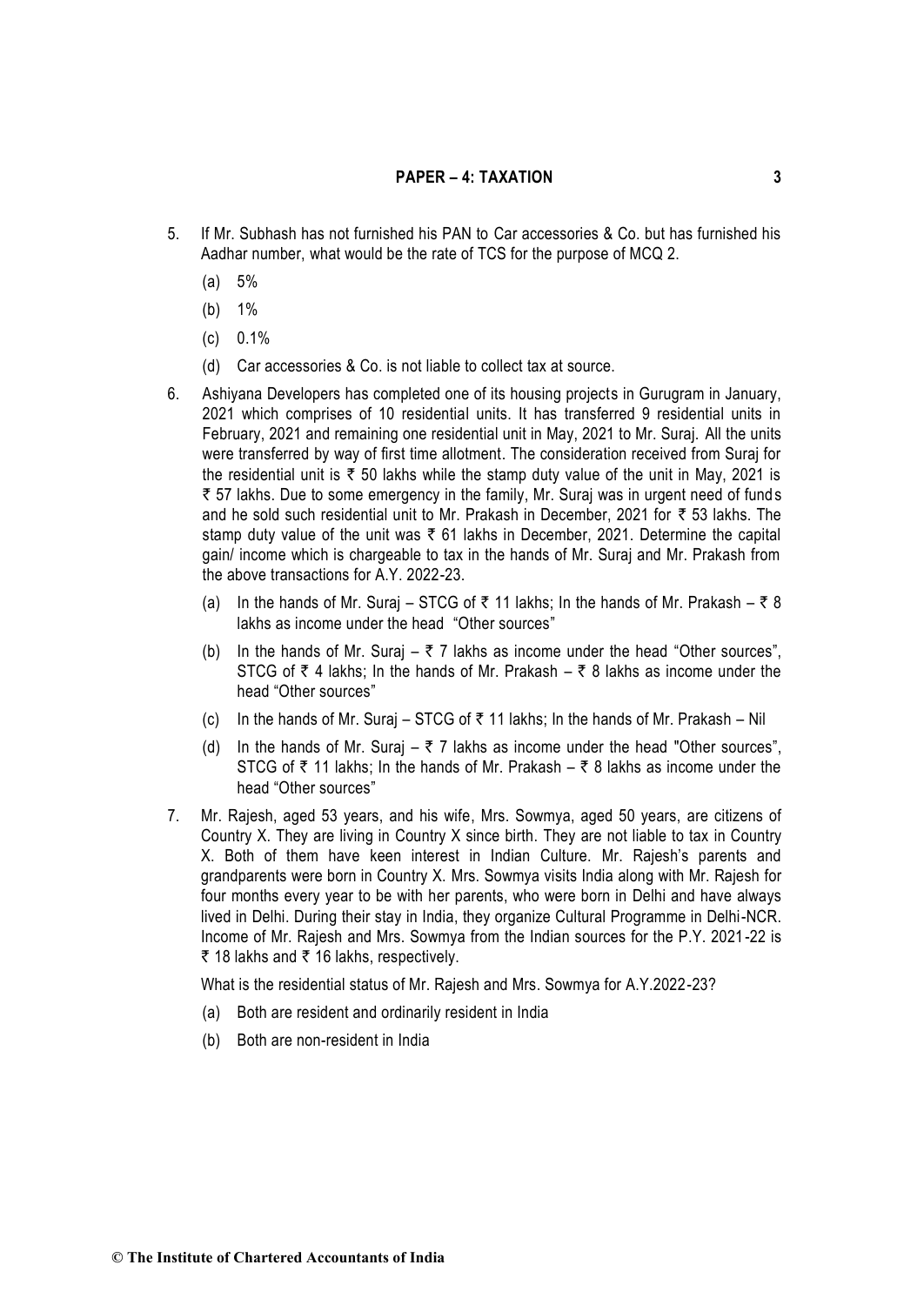5. If Mr. Subhash has not furnished his PAN to Car accessories & Co. but has furnished his Aadhar number, what would be the rate of TCS for the purpose of MCQ 2.

   (a) 5%

   (b) 1%

   (c) 0.1%

   (d) Car accessories & Co. is not liable to collect tax at source.

6. Ashiyana Developers has completed one of its housing projects in Gurugram in January, 2021 which comprises of 10 residential units. It has transferred 9 residential units in February, 2021 and remaining one residential unit in May, 2021 to Mr. Suraj. All the units were transferred by way of first time allotment. The consideration received from Suraj for the residential unit is ₹ 50 lakhs while the stamp duty value of the unit in May, 2021 is ₹ 57 lakhs. Due to some emergency in the family, Mr. Suraj was in urgent need of funds and he sold such residential unit to Mr. Prakash in December, 2021 for ₹ 53 lakhs. The stamp duty value of the unit was ₹ 61 lakhs in December, 2021. Determine the capital gain/ income which is chargeable to tax in the hands of Mr. Suraj and Mr. Prakash from the above transactions for A.Y. 2022-23.

   (a) In the hands of Mr. Suraj – STCG of ₹ 11 lakhs; In the hands of Mr. Prakash – ₹ 8 lakhs as income under the head "Other sources"

   (b) In the hands of Mr. Suraj – ₹ 7 lakhs as income under the head "Other sources", STCG of ₹ 4 lakhs; In the hands of Mr. Prakash – ₹ 8 lakhs as income under the head "Other sources"

   (c) In the hands of Mr. Suraj – STCG of ₹ 11 lakhs; In the hands of Mr. Prakash – Nil

   (d) In the hands of Mr. Suraj – ₹ 7 lakhs as income under the head "Other sources", STCG of ₹ 11 lakhs; In the hands of Mr. Prakash – ₹ 8 lakhs as income under the head "Other sources"

7. Mr. Rajesh, aged 53 years, and his wife, Mrs. Sowmya, aged 50 years, are citizens of Country X. They are living in Country X since birth. They are not liable to tax in Country X. Both of them have keen interest in Indian Culture. Mr. Rajesh's parents and grandparents were born in Country X. Mrs. Sowmya visits India along with Mr. Rajesh for four months every year to be with her parents, who were born in Delhi and have always lived in Delhi. During their stay in India, they organize Cultural Programme in Delhi-NCR. Income of Mr. Rajesh and Mrs. Sowmya from the Indian sources for the P.Y. 2021-22 is ₹ 18 lakhs and ₹ 16 lakhs, respectively.

   What is the residential status of Mr. Rajesh and Mrs. Sowmya for A.Y.2022-23?

   (a) Both are resident and ordinarily resident in India

   (b) Both are non-resident in India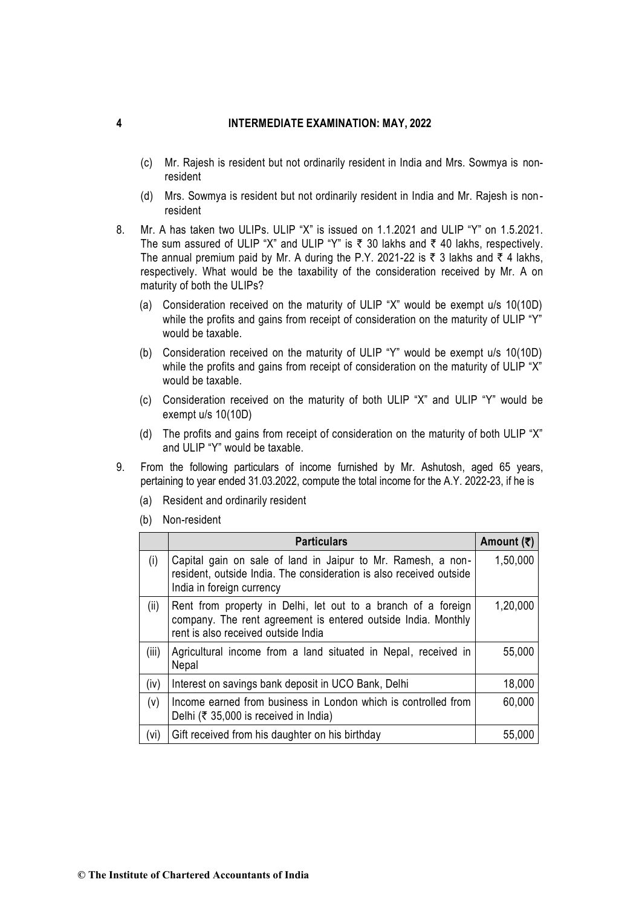(c) Mr. Rajesh is resident but not ordinarily resident in India and Mrs. Sowmya is non-resident

(d) Mrs. Sowmya is resident but not ordinarily resident in India and Mr. Rajesh is non-resident

8. Mr. A has taken two ULIPs. ULIP "X" is issued on 1.1.2021 and ULIP "Y" on 1.5.2021. The sum assured of ULIP "X" and ULIP "Y" is ₹ 30 lakhs and ₹ 40 lakhs, respectively. The annual premium paid by Mr. A during the P.Y. 2021-22 is ₹ 3 lakhs and ₹ 4 lakhs, respectively. What would be the taxability of the consideration received by Mr. A on maturity of both the ULIPs?

   (a) Consideration received on the maturity of ULIP "X" would be exempt u/s 10(10D) while the profits and gains from receipt of consideration on the maturity of ULIP "Y" would be taxable.

   (b) Consideration received on the maturity of ULIP "Y" would be exempt u/s 10(10D) while the profits and gains from receipt of consideration on the maturity of ULIP "X" would be taxable.

   (c) Consideration received on the maturity of both ULIP "X" and ULIP "Y" would be exempt u/s 10(10D)

   (d) The profits and gains from receipt of consideration on the maturity of both ULIP "X" and ULIP "Y" would be taxable.

9. From the following particulars of income furnished by Mr. Ashutosh, aged 65 years, pertaining to year ended 31.03.2022, compute the total income for the A.Y. 2022-23, if he is

   (a) Resident and ordinarily resident

   (b) Non-resident

| | Particulars | Amount (₹) |
|---|---|---|
| (i) | Capital gain on sale of land in Jaipur to Mr. Ramesh, a non-resident, outside India. The consideration is also received outside India in foreign currency | 1,50,000 |
| (ii) | Rent from property in Delhi, let out to a branch of a foreign company. The rent agreement is entered outside India. Monthly rent is also received outside India | 1,20,000 |
| (iii) | Agricultural income from a land situated in Nepal, received in Nepal | 55,000 |
| (iv) | Interest on savings bank deposit in UCO Bank, Delhi | 18,000 |
| (v) | Income earned from business in London which is controlled from Delhi (₹ 35,000 is received in India) | 60,000 |
| (vi) | Gift received from his daughter on his birthday | 55,000 |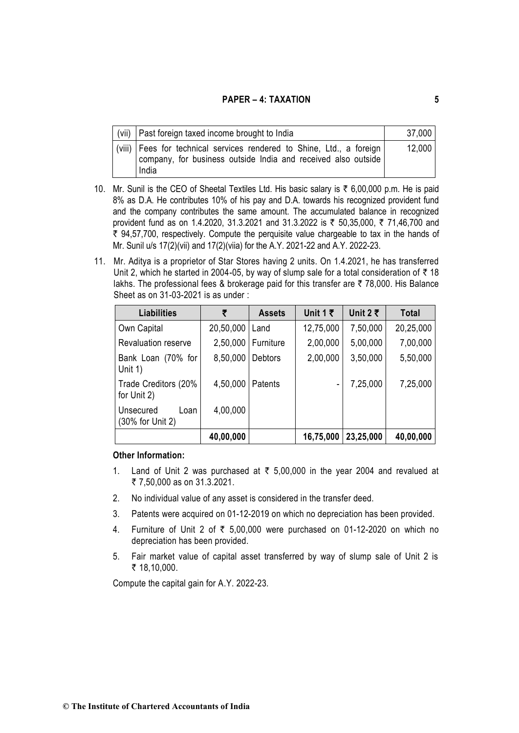| (vii) | Past foreign taxed income brought to India | 37,000 |
|---|---|---|
| (viii) | Fees for technical services rendered to Shine, Ltd., a foreign company, for business outside India and received also outside India | 12,000 |

10. Mr. Sunil is the CEO of Sheetal Textiles Ltd. His basic salary is ₹ 6,00,000 p.m. He is paid 8% as D.A. He contributes 10% of his pay and D.A. towards his recognized provident fund and the company contributes the same amount. The accumulated balance in recognized provident fund as on 1.4.2020, 31.3.2021 and 31.3.2022 is ₹ 50,35,000, ₹ 71,46,700 and ₹ 94,57,700, respectively. Compute the perquisite value chargeable to tax in the hands of Mr. Sunil u/s 17(2)(vii) and 17(2)(viia) for the A.Y. 2021-22 and A.Y. 2022-23.

11. Mr. Aditya is a proprietor of Star Stores having 2 units. On 1.4.2021, he has transferred Unit 2, which he started in 2004-05, by way of slump sale for a total consideration of ₹ 18 lakhs. The professional fees & brokerage paid for this transfer are ₹ 78,000. His Balance Sheet as on 31-03-2021 is as under :

| Liabilities | ₹ | Assets | Unit 1 ₹ | Unit 2 ₹ | Total |
|---|---|---|---|---|---|
| Own Capital | 20,50,000 | Land | 12,75,000 | 7,50,000 | 20,25,000 |
| Revaluation reserve | 2,50,000 | Furniture | 2,00,000 | 5,00,000 | 7,00,000 |
| Bank Loan (70% for Unit 1) | 8,50,000 | Debtors | 2,00,000 | 3,50,000 | 5,50,000 |
| Trade Creditors (20% for Unit 2) | 4,50,000 | Patents | - | 7,25,000 | 7,25,000 |
| Unsecured Loan (30% for Unit 2) | 4,00,000 | | | | |
| | **40,00,000** | | **16,75,000** | **23,25,000** | **40,00,000** |

**Other Information:**

1. Land of Unit 2 was purchased at ₹ 5,00,000 in the year 2004 and revalued at ₹ 7,50,000 as on 31.3.2021.
2. No individual value of any asset is considered in the transfer deed.
3. Patents were acquired on 01-12-2019 on which no depreciation has been provided.
4. Furniture of Unit 2 of ₹ 5,00,000 were purchased on 01-12-2020 on which no depreciation has been provided.
5. Fair market value of capital asset transferred by way of slump sale of Unit 2 is ₹ 18,10,000.

Compute the capital gain for A.Y. 2022-23.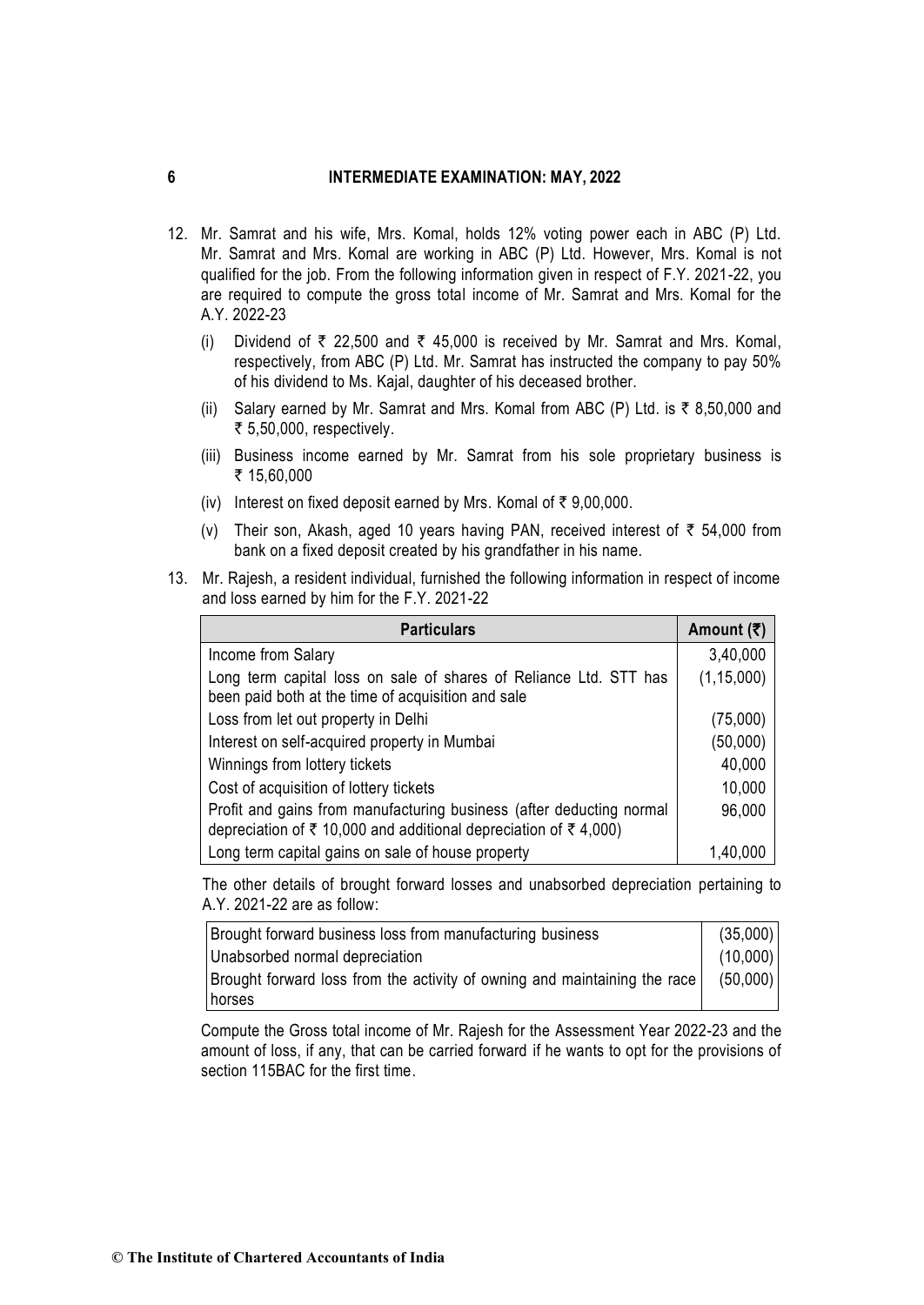12. Mr. Samrat and his wife, Mrs. Komal, holds 12% voting power each in ABC (P) Ltd. Mr. Samrat and Mrs. Komal are working in ABC (P) Ltd. However, Mrs. Komal is not qualified for the job. From the following information given in respect of F.Y. 2021-22, you are required to compute the gross total income of Mr. Samrat and Mrs. Komal for the A.Y. 2022-23

    (i) Dividend of ₹ 22,500 and ₹ 45,000 is received by Mr. Samrat and Mrs. Komal, respectively, from ABC (P) Ltd. Mr. Samrat has instructed the company to pay 50% of his dividend to Ms. Kajal, daughter of his deceased brother.

    (ii) Salary earned by Mr. Samrat and Mrs. Komal from ABC (P) Ltd. is ₹ 8,50,000 and ₹ 5,50,000, respectively.

    (iii) Business income earned by Mr. Samrat from his sole proprietary business is ₹ 15,60,000

    (iv) Interest on fixed deposit earned by Mrs. Komal of ₹ 9,00,000.

    (v) Their son, Akash, aged 10 years having PAN, received interest of ₹ 54,000 from bank on a fixed deposit created by his grandfather in his name.

13. Mr. Rajesh, a resident individual, furnished the following information in respect of income and loss earned by him for the F.Y. 2021-22

| Particulars | Amount (₹) |
|---|---|
| Income from Salary | 3,40,000 |
| Long term capital loss on sale of shares of Reliance Ltd. STT has been paid both at the time of acquisition and sale | (1,15,000) |
| Loss from let out property in Delhi | (75,000) |
| Interest on self-acquired property in Mumbai | (50,000) |
| Winnings from lottery tickets | 40,000 |
| Cost of acquisition of lottery tickets | 10,000 |
| Profit and gains from manufacturing business (after deducting normal depreciation of ₹ 10,000 and additional depreciation of ₹ 4,000) | 96,000 |
| Long term capital gains on sale of house property | 1,40,000 |

The other details of brought forward losses and unabsorbed depreciation pertaining to A.Y. 2021-22 are as follow:

| | |
|---|---|
| Brought forward business loss from manufacturing business | (35,000) |
| Unabsorbed normal depreciation | (10,000) |
| Brought forward loss from the activity of owning and maintaining the race horses | (50,000) |

Compute the Gross total income of Mr. Rajesh for the Assessment Year 2022-23 and the amount of loss, if any, that can be carried forward if he wants to opt for the provisions of section 115BAC for the first time.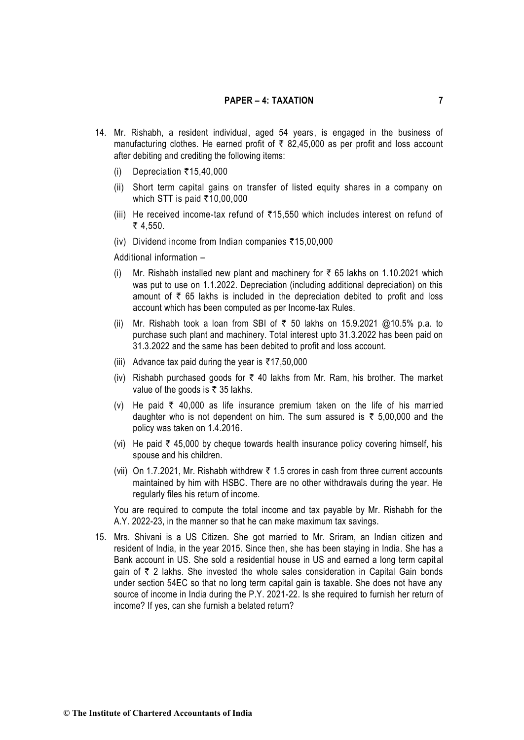14. Mr. Rishabh, a resident individual, aged 54 years, is engaged in the business of manufacturing clothes. He earned profit of ₹ 82,45,000 as per profit and loss account after debiting and crediting the following items:

    (i) Depreciation ₹15,40,000

    (ii) Short term capital gains on transfer of listed equity shares in a company on which STT is paid ₹10,00,000

    (iii) He received income-tax refund of ₹15,550 which includes interest on refund of ₹ 4,550.

    (iv) Dividend income from Indian companies ₹15,00,000

    Additional information –

    (i) Mr. Rishabh installed new plant and machinery for ₹ 65 lakhs on 1.10.2021 which was put to use on 1.1.2022. Depreciation (including additional depreciation) on this amount of ₹ 65 lakhs is included in the depreciation debited to profit and loss account which has been computed as per Income-tax Rules.

    (ii) Mr. Rishabh took a loan from SBI of ₹ 50 lakhs on 15.9.2021 @10.5% p.a. to purchase such plant and machinery. Total interest upto 31.3.2022 has been paid on 31.3.2022 and the same has been debited to profit and loss account.

    (iii) Advance tax paid during the year is ₹17,50,000

    (iv) Rishabh purchased goods for ₹ 40 lakhs from Mr. Ram, his brother. The market value of the goods is ₹ 35 lakhs.

    (v) He paid ₹ 40,000 as life insurance premium taken on the life of his married daughter who is not dependent on him. The sum assured is ₹ 5,00,000 and the policy was taken on 1.4.2016.

    (vi) He paid ₹ 45,000 by cheque towards health insurance policy covering himself, his spouse and his children.

    (vii) On 1.7.2021, Mr. Rishabh withdrew ₹ 1.5 crores in cash from three current accounts maintained by him with HSBC. There are no other withdrawals during the year. He regularly files his return of income.

    You are required to compute the total income and tax payable by Mr. Rishabh for the A.Y. 2022-23, in the manner so that he can make maximum tax savings.

15. Mrs. Shivani is a US Citizen. She got married to Mr. Sriram, an Indian citizen and resident of India, in the year 2015. Since then, she has been staying in India. She has a Bank account in US. She sold a residential house in US and earned a long term capital gain of ₹ 2 lakhs. She invested the whole sales consideration in Capital Gain bonds under section 54EC so that no long term capital gain is taxable. She does not have any source of income in India during the P.Y. 2021-22. Is she required to furnish her return of income? If yes, can she furnish a belated return?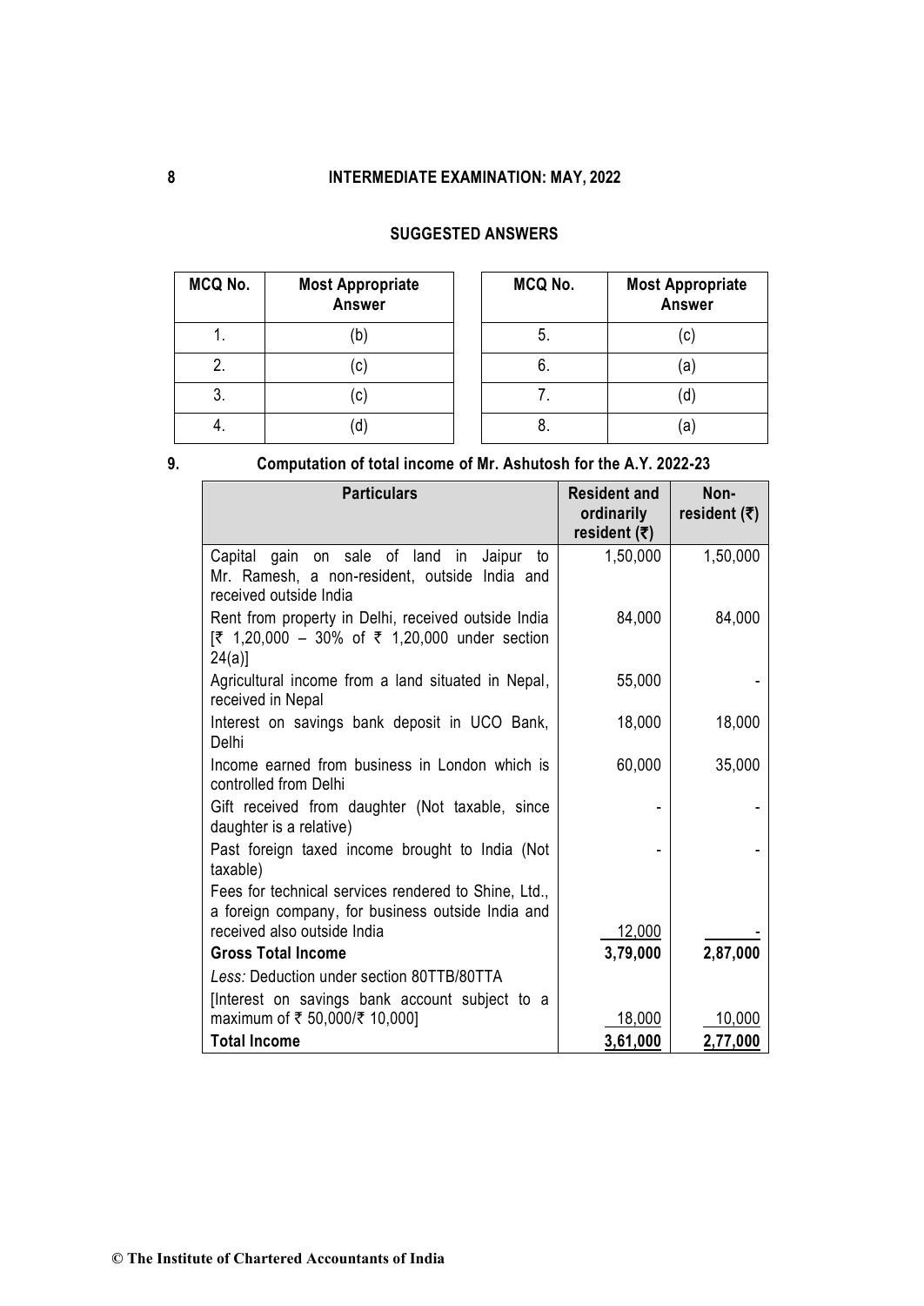## SUGGESTED ANSWERS

| MCQ No. | Most Appropriate Answer | MCQ No. | Most Appropriate Answer |
|---|---|---|---|
| 1. | (b) | 5. | (c) |
| 2. | (c) | 6. | (a) |
| 3. | (c) | 7. | (d) |
| 4. | (d) | 8. | (a) |

**9. Computation of total income of Mr. Ashutosh for the A.Y. 2022-23**

| Particulars | Resident and ordinarily resident (₹) | Non-resident (₹) |
|---|---|---|
| Capital gain on sale of land in Jaipur to Mr. Ramesh, a non-resident, outside India and received outside India | 1,50,000 | 1,50,000 |
| Rent from property in Delhi, received outside India [₹ 1,20,000 – 30% of ₹ 1,20,000 under section 24(a)] | 84,000 | 84,000 |
| Agricultural income from a land situated in Nepal, received in Nepal | 55,000 | - |
| Interest on savings bank deposit in UCO Bank, Delhi | 18,000 | 18,000 |
| Income earned from business in London which is controlled from Delhi | 60,000 | 35,000 |
| Gift received from daughter (Not taxable, since daughter is a relative) | - | - |
| Past foreign taxed income brought to India (Not taxable) | - | - |
| Fees for technical services rendered to Shine, Ltd., a foreign company, for business outside India and received also outside India | 12,000 | - |
| **Gross Total Income** | **3,79,000** | **2,87,000** |
| *Less:* Deduction under section 80TTB/80TTA | | |
| [Interest on savings bank account subject to a maximum of ₹ 50,000/₹ 10,000] | 18,000 | 10,000 |
| **Total Income** | **3,61,000** | **2,77,000** |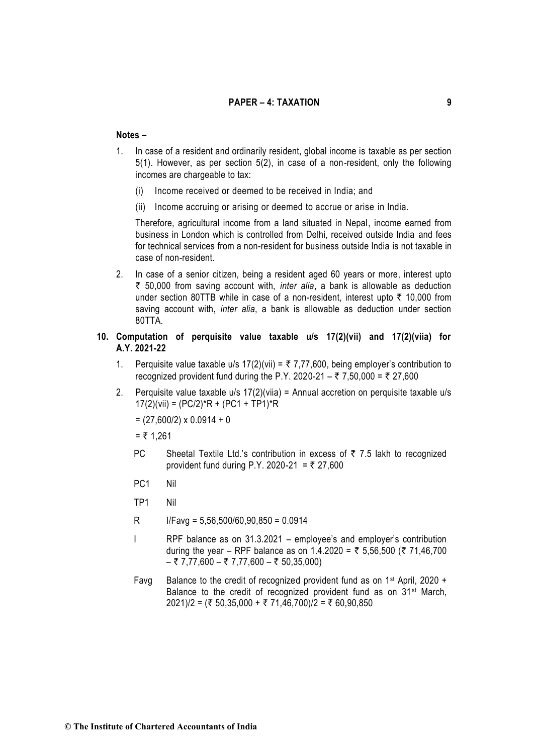**Notes –**

1. In case of a resident and ordinarily resident, global income is taxable as per section 5(1). However, as per section 5(2), in case of a non-resident, only the following incomes are chargeable to tax:

   (i) Income received or deemed to be received in India; and

   (ii) Income accruing or arising or deemed to accrue or arise in India.

   Therefore, agricultural income from a land situated in Nepal, income earned from business in London which is controlled from Delhi, received outside India and fees for technical services from a non-resident for business outside India is not taxable in case of non-resident.

2. In case of a senior citizen, being a resident aged 60 years or more, interest upto ₹ 50,000 from saving account with, *inter alia*, a bank is allowable as deduction under section 80TTB while in case of a non-resident, interest upto ₹ 10,000 from saving account with, *inter alia*, a bank is allowable as deduction under section 80TTA.

**10. Computation of perquisite value taxable u/s 17(2)(vii) and 17(2)(viia) for A.Y. 2021-22**

1. Perquisite value taxable u/s 17(2)(vii) = ₹ 7,77,600, being employer's contribution to recognized provident fund during the P.Y. 2020-21 – ₹ 7,50,000 = ₹ 27,600

2. Perquisite value taxable u/s 17(2)(viia) = Annual accretion on perquisite taxable u/s 17(2)(vii) = $(PC/2)*R + (PC1 + TP1)*R$

   = (27,600/2) x 0.0914 + 0

   = ₹ 1,261

   PC Sheetal Textile Ltd.'s contribution in excess of ₹ 7.5 lakh to recognized provident fund during P.Y. 2020-21 = ₹ 27,600

   PC1 Nil

   TP1 Nil

   R I/Favg = 5,56,500/60,90,850 = 0.0914

   I RPF balance as on 31.3.2021 – employee's and employer's contribution during the year – RPF balance as on 1.4.2020 = ₹ 5,56,500 (₹ 71,46,700 – ₹ 7,77,600 – ₹ 7,77,600 – ₹ 50,35,000)

   Favg Balance to the credit of recognized provident fund as on 1st April, 2020 + Balance to the credit of recognized provident fund as on 31st March, 2021)/2 = (₹ 50,35,000 + ₹ 71,46,700)/2 = ₹ 60,90,850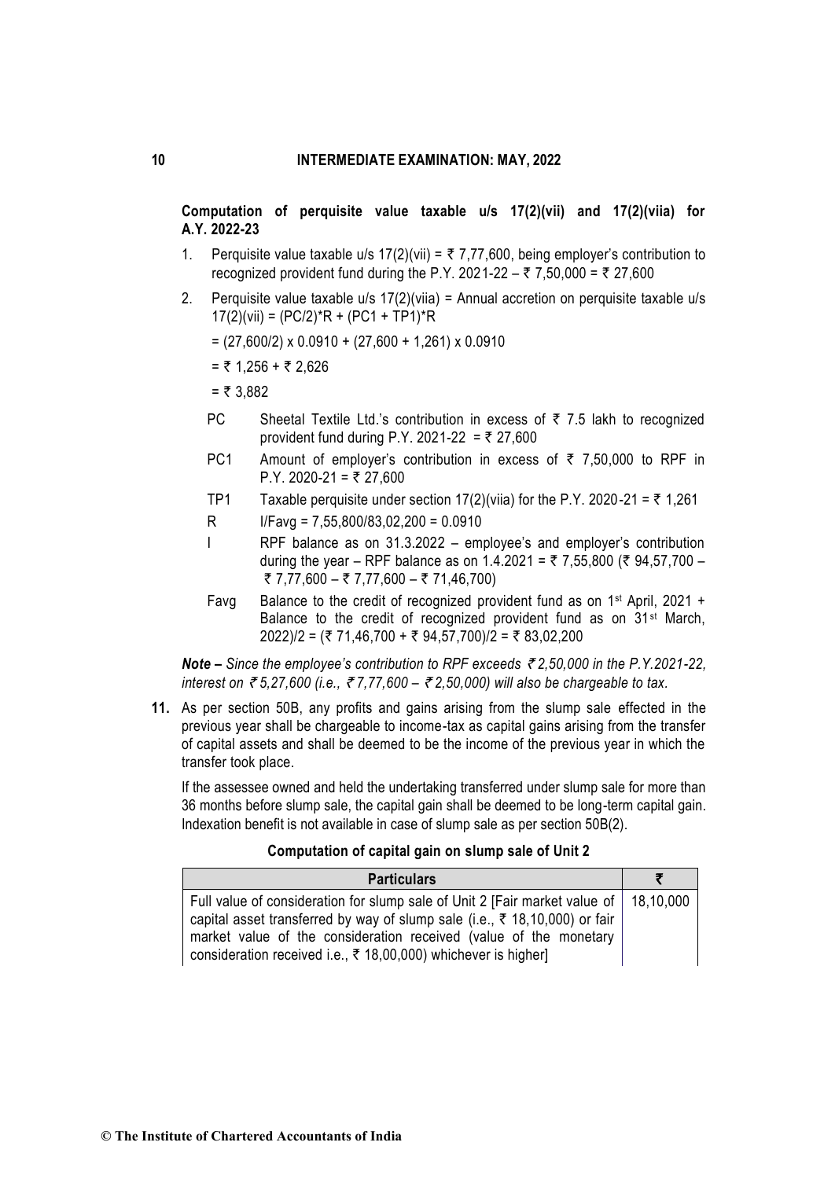**Computation of perquisite value taxable u/s 17(2)(vii) and 17(2)(viia) for A.Y. 2022-23**

1. Perquisite value taxable u/s 17(2)(vii) = ₹ 7,77,600, being employer's contribution to recognized provident fund during the P.Y. 2021-22 – ₹ 7,50,000 = ₹ 27,600

2. Perquisite value taxable u/s 17(2)(viia) = Annual accretion on perquisite taxable u/s 17(2)(vii) = (PC/2)*R + (PC1 + TP1)*R

   = (27,600/2) x 0.0910 + (27,600 + 1,261) x 0.0910

   = ₹ 1,256 + ₹ 2,626

   = ₹ 3,882

   PC — Sheetal Textile Ltd.'s contribution in excess of ₹ 7.5 lakh to recognized provident fund during P.Y. 2021-22 = ₹ 27,600

   PC1 — Amount of employer's contribution in excess of ₹ 7,50,000 to RPF in P.Y. 2020-21 = ₹ 27,600

   TP1 — Taxable perquisite under section 17(2)(viia) for the P.Y. 2020-21 = ₹ 1,261

   R — I/Favg = 7,55,800/83,02,200 = 0.0910

   I — RPF balance as on 31.3.2022 – employee's and employer's contribution during the year – RPF balance as on 1.4.2021 = ₹ 7,55,800 (₹ 94,57,700 – ₹ 7,77,600 – ₹ 7,77,600 – ₹ 71,46,700)

   Favg — Balance to the credit of recognized provident fund as on 1st April, 2021 + Balance to the credit of recognized provident fund as on 31st March, 2022)/2 = (₹ 71,46,700 + ₹ 94,57,700)/2 = ₹ 83,02,200

***Note –*** *Since the employee's contribution to RPF exceeds ₹ 2,50,000 in the P.Y.2021-22, interest on ₹ 5,27,600 (i.e., ₹ 7,77,600 – ₹ 2,50,000) will also be chargeable to tax.*

**11.** As per section 50B, any profits and gains arising from the slump sale effected in the previous year shall be chargeable to income-tax as capital gains arising from the transfer of capital assets and shall be deemed to be the income of the previous year in which the transfer took place.

If the assessee owned and held the undertaking transferred under slump sale for more than 36 months before slump sale, the capital gain shall be deemed to be long-term capital gain. Indexation benefit is not available in case of slump sale as per section 50B(2).

**Computation of capital gain on slump sale of Unit 2**

| Particulars | ₹ |
|---|---|
| Full value of consideration for slump sale of Unit 2 [Fair market value of capital asset transferred by way of slump sale (i.e., ₹ 18,10,000) or fair market value of the consideration received (value of the monetary consideration received i.e., ₹ 18,00,000) whichever is higher] | 18,10,000 |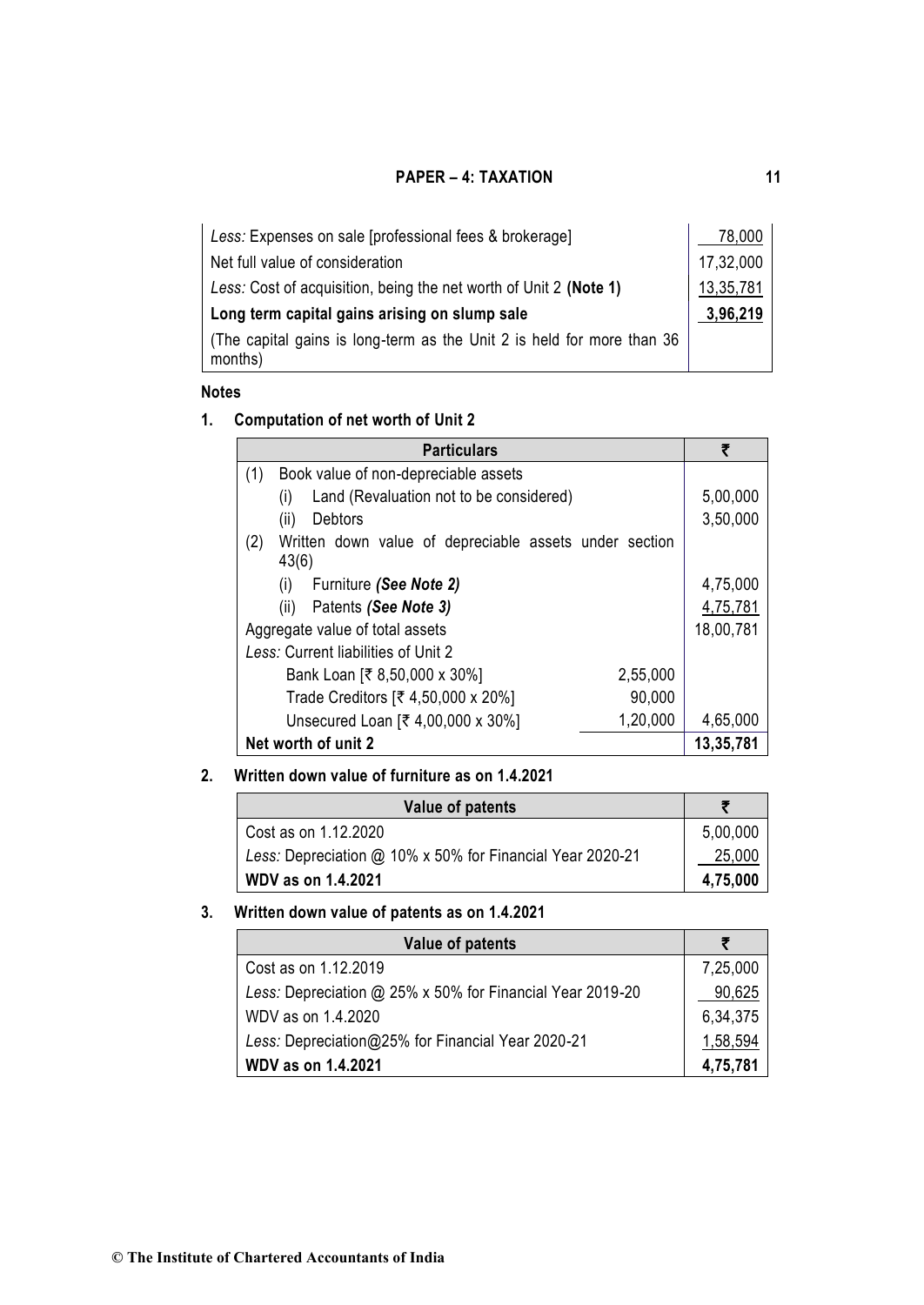| | |
|---|---|
| *Less:* Expenses on sale [professional fees & brokerage] | 78,000 |
| Net full value of consideration | 17,32,000 |
| *Less:* Cost of acquisition, being the net worth of Unit 2 **(Note 1)** | 13,35,781 |
| **Long term capital gains arising on slump sale** | **3,96,219** |
| (The capital gains is long-term as the Unit 2 is held for more than 36 months) | |

**Notes**

**1. Computation of net worth of Unit 2**

| Particulars | | ₹ |
|---|---|---|
| (1) Book value of non-depreciable assets | | |
| (i) Land (Revaluation not to be considered) | | 5,00,000 |
| (ii) Debtors | | 3,50,000 |
| (2) Written down value of depreciable assets under section 43(6) | | |
| (i) Furniture *(See Note 2)* | | 4,75,000 |
| (ii) Patents *(See Note 3)* | | 4,75,781 |
| Aggregate value of total assets | | 18,00,781 |
| *Less:* Current liabilities of Unit 2 | | |
| Bank Loan [₹ 8,50,000 x 30%] | 2,55,000 | |
| Trade Creditors [₹ 4,50,000 x 20%] | 90,000 | |
| Unsecured Loan [₹ 4,00,000 x 30%] | 1,20,000 | 4,65,000 |
| **Net worth of unit 2** | | **13,35,781** |

**2. Written down value of furniture as on 1.4.2021**

| Value of patents | ₹ |
|---|---|
| Cost as on 1.12.2020 | 5,00,000 |
| *Less:* Depreciation @ 10% x 50% for Financial Year 2020-21 | 25,000 |
| **WDV as on 1.4.2021** | **4,75,000** |

**3. Written down value of patents as on 1.4.2021**

| Value of patents | ₹ |
|---|---|
| Cost as on 1.12.2019 | 7,25,000 |
| *Less:* Depreciation @ 25% x 50% for Financial Year 2019-20 | 90,625 |
| WDV as on 1.4.2020 | 6,34,375 |
| *Less:* Depreciation@25% for Financial Year 2020-21 | 1,58,594 |
| **WDV as on 1.4.2021** | **4,75,781** |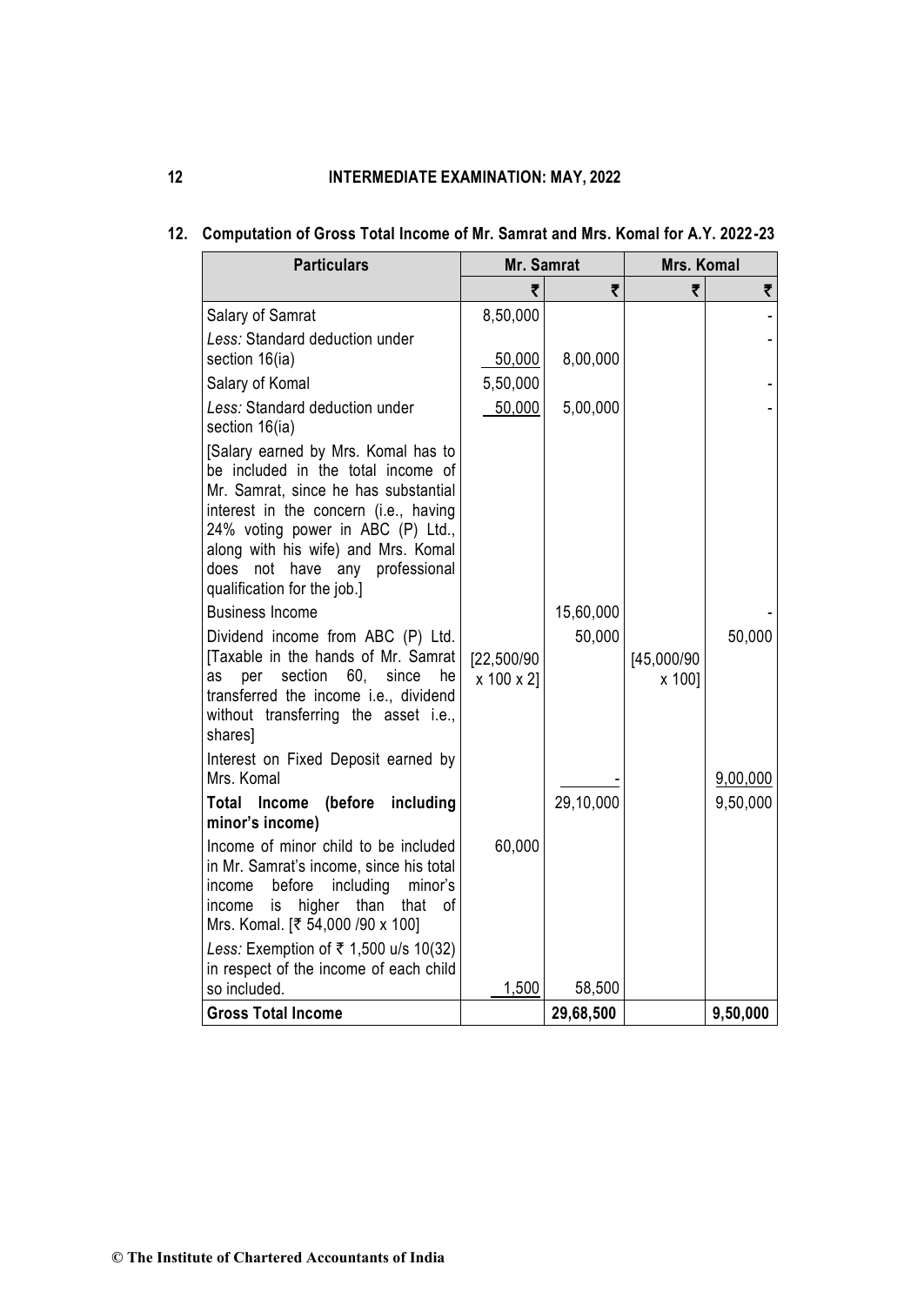**12. Computation of Gross Total Income of Mr. Samrat and Mrs. Komal for A.Y. 2022-23**

| Particulars | Mr. Samrat | | Mrs. Komal | |
|---|---|---|---|---|
| | ₹ | ₹ | ₹ | ₹ |
| Salary of Samrat | 8,50,000 | | | - |
| *Less:* Standard deduction under section 16(ia) | 50,000 | 8,00,000 | | - |
| Salary of Komal | 5,50,000 | | | - |
| *Less:* Standard deduction under section 16(ia) | 50,000 | 5,00,000 | | - |
| [Salary earned by Mrs. Komal has to be included in the total income of Mr. Samrat, since he has substantial interest in the concern (i.e., having 24% voting power in ABC (P) Ltd., along with his wife) and Mrs. Komal does not have any professional qualification for the job.] | | | | |
| Business Income | | 15,60,000 | | - |
| Dividend income from ABC (P) Ltd. [Taxable in the hands of Mr. Samrat as per section 60, since he transferred the income i.e., dividend without transferring the asset i.e., shares] | [22,500/90 x 100 x 2] | 50,000 | [45,000/90 x 100] | 50,000 |
| Interest on Fixed Deposit earned by Mrs. Komal | | - | | 9,00,000 |
| **Total Income (before including minor's income)** | | 29,10,000 | | 9,50,000 |
| Income of minor child to be included in Mr. Samrat's income, since his total income before including minor's income is higher than that of Mrs. Komal. [₹ 54,000 /90 x 100] | 60,000 | | | |
| *Less:* Exemption of ₹ 1,500 u/s 10(32) in respect of the income of each child so included. | 1,500 | 58,500 | | |
| **Gross Total Income** | | **29,68,500** | | **9,50,000** |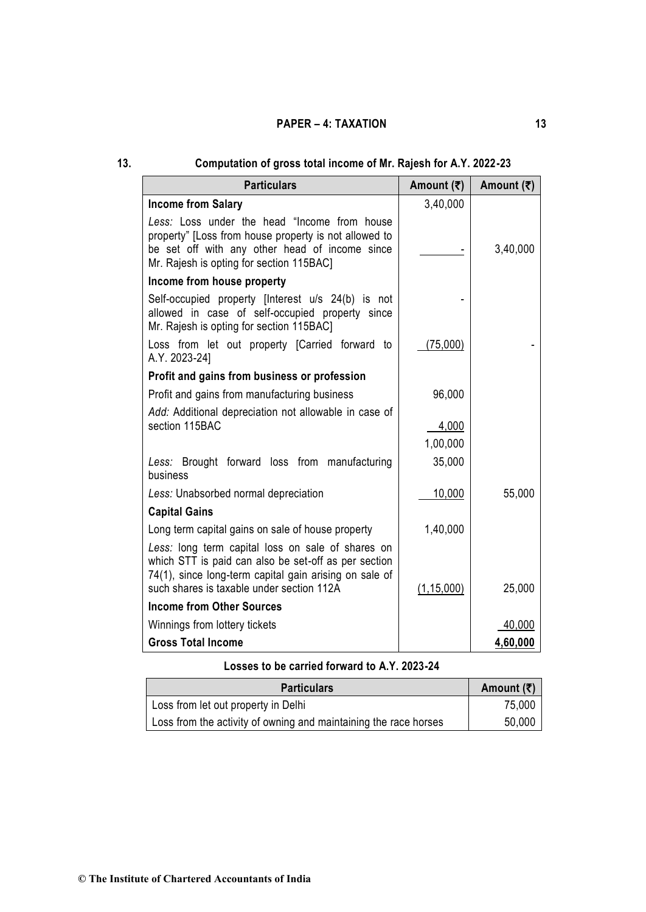**13. Computation of gross total income of Mr. Rajesh for A.Y. 2022-23**

| Particulars | Amount (₹) | Amount (₹) |
|---|---|---|
| **Income from Salary** | 3,40,000 | |
| *Less:* Loss under the head "Income from house property" [Loss from house property is not allowed to be set off with any other head of income since Mr. Rajesh is opting for section 115BAC] | - | 3,40,000 |
| **Income from house property** | | |
| Self-occupied property [Interest u/s 24(b) is not allowed in case of self-occupied property since Mr. Rajesh is opting for section 115BAC] | - | |
| Loss from let out property [Carried forward to A.Y. 2023-24] | (75,000) | - |
| **Profit and gains from business or profession** | | |
| Profit and gains from manufacturing business | 96,000 | |
| *Add:* Additional depreciation not allowable in case of section 115BAC | 4,000 | |
| | 1,00,000 | |
| *Less:* Brought forward loss from manufacturing business | 35,000 | |
| *Less:* Unabsorbed normal depreciation | 10,000 | 55,000 |
| **Capital Gains** | | |
| Long term capital gains on sale of house property | 1,40,000 | |
| *Less:* long term capital loss on sale of shares on which STT is paid can also be set-off as per section 74(1), since long-term capital gain arising on sale of such shares is taxable under section 112A | (1,15,000) | 25,000 |
| **Income from Other Sources** | | |
| Winnings from lottery tickets | | 40,000 |
| **Gross Total Income** | | **4,60,000** |

**Losses to be carried forward to A.Y. 2023-24**

| Particulars | Amount (₹) |
|---|---|
| Loss from let out property in Delhi | 75,000 |
| Loss from the activity of owning and maintaining the race horses | 50,000 |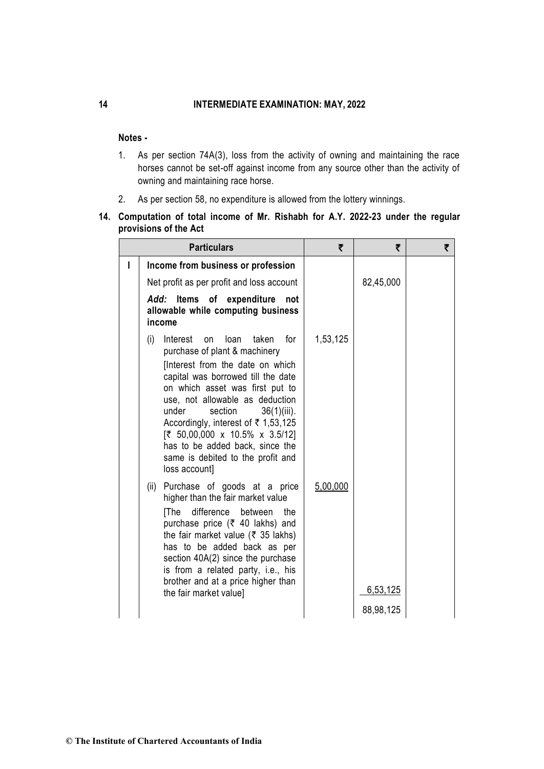**Notes -**

1. As per section 74A(3), loss from the activity of owning and maintaining the race horses cannot be set-off against income from any source other than the activity of owning and maintaining race horse.
2. As per section 58, no expenditure is allowed from the lottery winnings.

**14. Computation of total income of Mr. Rishabh for A.Y. 2022-23 under the regular provisions of the Act**

| | Particulars | ₹ | ₹ | ₹ |
|---|---|---|---|---|
| I | **Income from business or profession** | | | |
| | Net profit as per profit and loss account | | 82,45,000 | |
| | ***Add:*** **Items of expenditure not allowable while computing business income** | | | |
| | (i) Interest on loan taken for purchase of plant & machinery<br>[Interest from the date on which capital was borrowed till the date on which asset was first put to use, not allowable as deduction under section 36(1)(iii). Accordingly, interest of ₹ 1,53,125 [₹ 50,00,000 x 10.5% x 3.5/12] has to be added back, since the same is debited to the profit and loss account] | 1,53,125 | | |
| | (ii) Purchase of goods at a price higher than the fair market value<br>[The difference between the purchase price (₹ 40 lakhs) and the fair market value (₹ 35 lakhs) has to be added back as per section 40A(2) since the purchase is from a related party, i.e., his brother and at a price higher than the fair market value] | 5,00,000 | 6,53,125 | |
| | | | 88,98,125 | |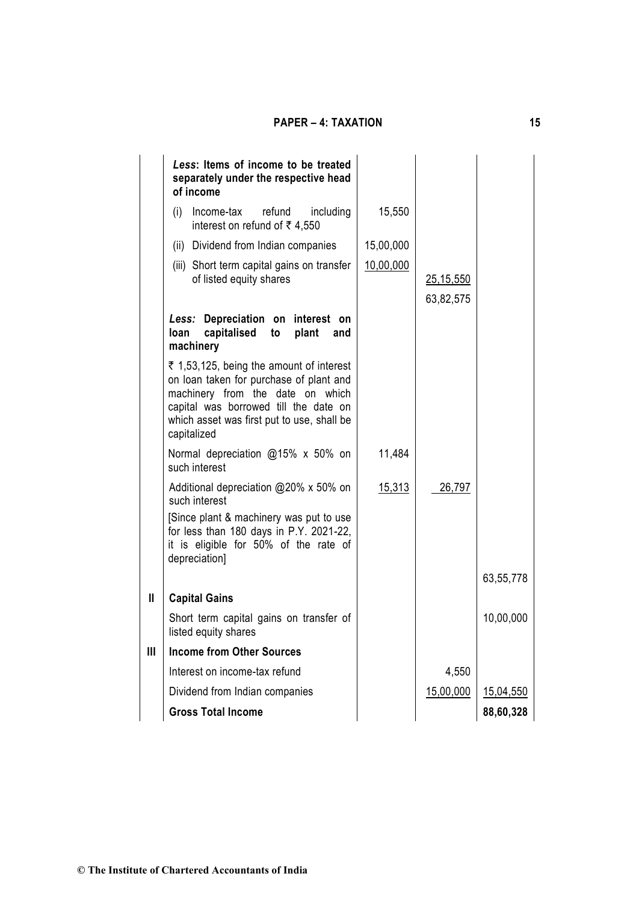| | Particulars | | | |
|---|---|---|---|---|
| | ***Less*: Items of income to be treated separately under the respective head of income** | | | |
| | (i) Income-tax refund including interest on refund of ₹ 4,550 | 15,550 | | |
| | (ii) Dividend from Indian companies | 15,00,000 | | |
| | (iii) Short term capital gains on transfer of listed equity shares | 10,00,000 | 25,15,550 | |
| | | | 63,82,575 | |
| | ***Less:* Depreciation on interest on loan capitalised to plant and machinery** | | | |
| | ₹ 1,53,125, being the amount of interest on loan taken for purchase of plant and machinery from the date on which capital was borrowed till the date on which asset was first put to use, shall be capitalized | | | |
| | Normal depreciation @15% x 50% on such interest | 11,484 | | |
| | Additional depreciation @20% x 50% on such interest | 15,313 | 26,797 | |
| | [Since plant & machinery was put to use for less than 180 days in P.Y. 2021-22, it is eligible for 50% of the rate of depreciation] | | | |
| | | | | 63,55,778 |
| **II** | **Capital Gains** | | | |
| | Short term capital gains on transfer of listed equity shares | | | 10,00,000 |
| **III** | **Income from Other Sources** | | | |
| | Interest on income-tax refund | | 4,550 | |
| | Dividend from Indian companies | | 15,00,000 | 15,04,550 |
| | **Gross Total Income** | | | **88,60,328** |

© The Institute of Chartered Accountants of India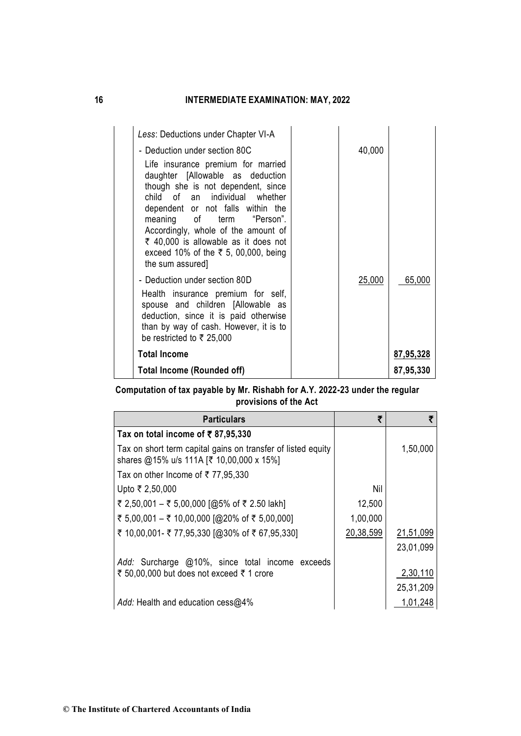| | | | |
|---|---|---|---|
| | *Less*: Deductions under Chapter VI-A | | |
| | - Deduction under section 80C<br>Life insurance premium for married daughter [Allowable as deduction though she is not dependent, since child of an individual whether dependent or not falls within the meaning of term "Person". Accordingly, whole of the amount of ₹ 40,000 is allowable as it does not exceed 10% of the ₹ 5, 00,000, being the sum assured] | 40,000 | |
| | - Deduction under section 80D<br>Health insurance premium for self, spouse and children [Allowable as deduction, since it is paid otherwise than by way of cash. However, it is to be restricted to ₹ 25,000 | 25,000 | 65,000 |
| | **Total Income** | | **87,95,328** |
| | **Total Income (Rounded off)** | | **87,95,330** |

**Computation of tax payable by Mr. Rishabh for A.Y. 2022-23 under the regular provisions of the Act**

| **Particulars** | **₹** | **₹** |
|---|---|---|
| **Tax on total income of ₹ 87,95,330** | | |
| Tax on short term capital gains on transfer of listed equity shares @15% u/s 111A [₹ 10,00,000 x 15%] | | 1,50,000 |
| Tax on other Income of ₹ 77,95,330 | | |
| Upto ₹ 2,50,000 | Nil | |
| ₹ 2,50,001 – ₹ 5,00,000 [@5% of ₹ 2.50 lakh] | 12,500 | |
| ₹ 5,00,001 – ₹ 10,00,000 [@20% of ₹ 5,00,000] | 1,00,000 | |
| ₹ 10,00,001- ₹ 77,95,330 [@30% of ₹ 67,95,330] | 20,38,599 | 21,51,099 |
| | | 23,01,099 |
| *Add:* Surcharge @10%, since total income exceeds ₹ 50,00,000 but does not exceed ₹ 1 crore | | 2,30,110 |
| | | 25,31,209 |
| *Add:* Health and education cess@4% | | 1,01,248 |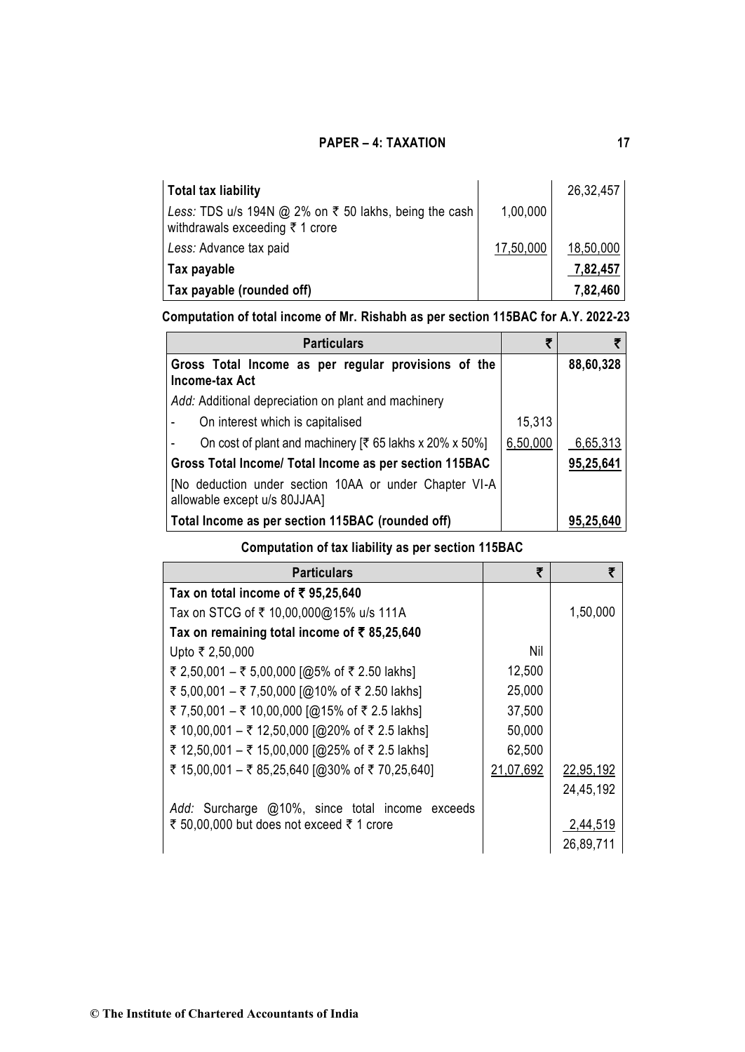| | | |
|---|---|---|
| **Total tax liability** | | 26,32,457 |
| *Less:* TDS u/s 194N @ 2% on ₹ 50 lakhs, being the cash withdrawals exceeding ₹ 1 crore | 1,00,000 | |
| *Less:* Advance tax paid | 17,50,000 | 18,50,000 |
| **Tax payable** | | **7,82,457** |
| **Tax payable (rounded off)** | | **7,82,460** |

**Computation of total income of Mr. Rishabh as per section 115BAC for A.Y. 2022-23**

| **Particulars** | **₹** | **₹** |
|---|---|---|
| **Gross Total Income as per regular provisions of the Income-tax Act** | | **88,60,328** |
| *Add:* Additional depreciation on plant and machinery | | |
| - On interest which is capitalised | 15,313 | |
| - On cost of plant and machinery [₹ 65 lakhs x 20% x 50%] | 6,50,000 | 6,65,313 |
| **Gross Total Income/ Total Income as per section 115BAC** | | **95,25,641** |
| [No deduction under section 10AA or under Chapter VI-A allowable except u/s 80JJAA] | | |
| **Total Income as per section 115BAC (rounded off)** | | **95,25,640** |

**Computation of tax liability as per section 115BAC**

| **Particulars** | **₹** | **₹** |
|---|---|---|
| **Tax on total income of ₹ 95,25,640** | | |
| Tax on STCG of ₹ 10,00,000@15% u/s 111A | | 1,50,000 |
| **Tax on remaining total income of ₹ 85,25,640** | | |
| Upto ₹ 2,50,000 | Nil | |
| ₹ 2,50,001 – ₹ 5,00,000 [@5% of ₹ 2.50 lakhs] | 12,500 | |
| ₹ 5,00,001 – ₹ 7,50,000 [@10% of ₹ 2.50 lakhs] | 25,000 | |
| ₹ 7,50,001 – ₹ 10,00,000 [@15% of ₹ 2.5 lakhs] | 37,500 | |
| ₹ 10,00,001 – ₹ 12,50,000 [@20% of ₹ 2.5 lakhs] | 50,000 | |
| ₹ 12,50,001 – ₹ 15,00,000 [@25% of ₹ 2.5 lakhs] | 62,500 | |
| ₹ 15,00,001 – ₹ 85,25,640 [@30% of ₹ 70,25,640] | 21,07,692 | 22,95,192 |
| | | 24,45,192 |
| *Add:* Surcharge @10%, since total income exceeds ₹ 50,00,000 but does not exceed ₹ 1 crore | | 2,44,519 |
| | | 26,89,711 |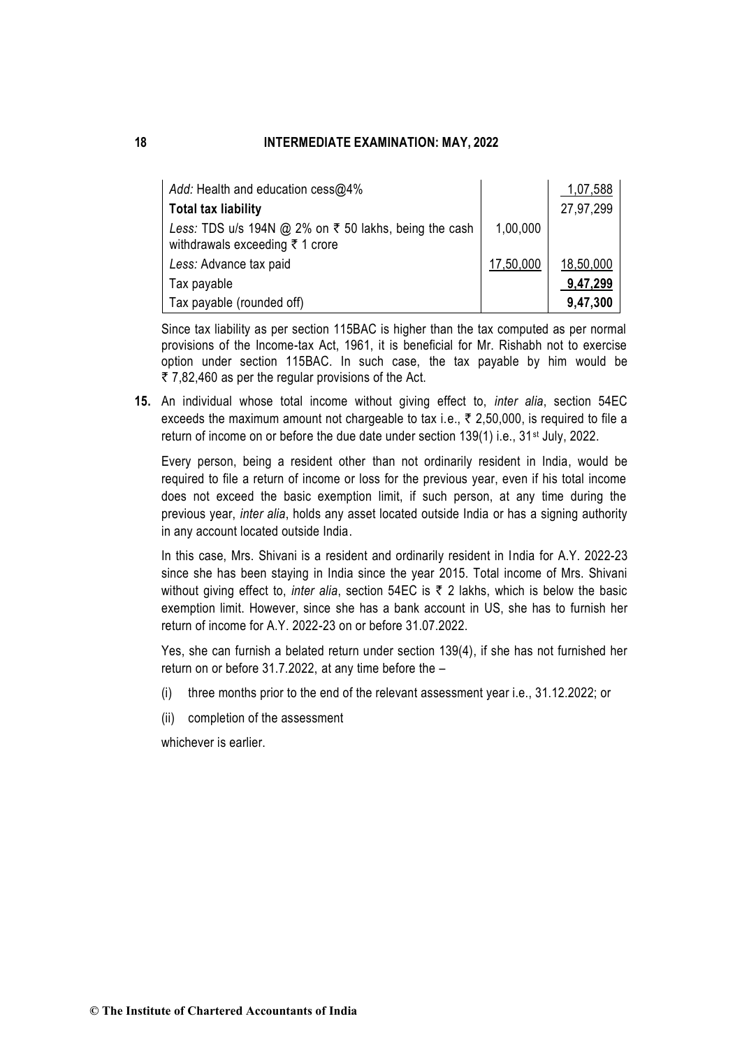| | | |
|---|---|---|
| *Add:* Health and education cess@4% | | 1,07,588 |
| **Total tax liability** | | 27,97,299 |
| *Less:* TDS u/s 194N @ 2% on ₹ 50 lakhs, being the cash withdrawals exceeding ₹ 1 crore | 1,00,000 | |
| *Less:* Advance tax paid | 17,50,000 | 18,50,000 |
| Tax payable | | **9,47,299** |
| Tax payable (rounded off) | | **9,47,300** |

Since tax liability as per section 115BAC is higher than the tax computed as per normal provisions of the Income-tax Act, 1961, it is beneficial for Mr. Rishabh not to exercise option under section 115BAC. In such case, the tax payable by him would be ₹ 7,82,460 as per the regular provisions of the Act.

**15.** An individual whose total income without giving effect to, *inter alia*, section 54EC exceeds the maximum amount not chargeable to tax i.e., ₹ 2,50,000, is required to file a return of income on or before the due date under section 139(1) i.e., 31st July, 2022.

Every person, being a resident other than not ordinarily resident in India, would be required to file a return of income or loss for the previous year, even if his total income does not exceed the basic exemption limit, if such person, at any time during the previous year, *inter alia*, holds any asset located outside India or has a signing authority in any account located outside India.

In this case, Mrs. Shivani is a resident and ordinarily resident in India for A.Y. 2022-23 since she has been staying in India since the year 2015. Total income of Mrs. Shivani without giving effect to, *inter alia*, section 54EC is ₹ 2 lakhs, which is below the basic exemption limit. However, since she has a bank account in US, she has to furnish her return of income for A.Y. 2022-23 on or before 31.07.2022.

Yes, she can furnish a belated return under section 139(4), if she has not furnished her return on or before 31.7.2022, at any time before the –

(i) three months prior to the end of the relevant assessment year i.e., 31.12.2022; or

(ii) completion of the assessment

whichever is earlier.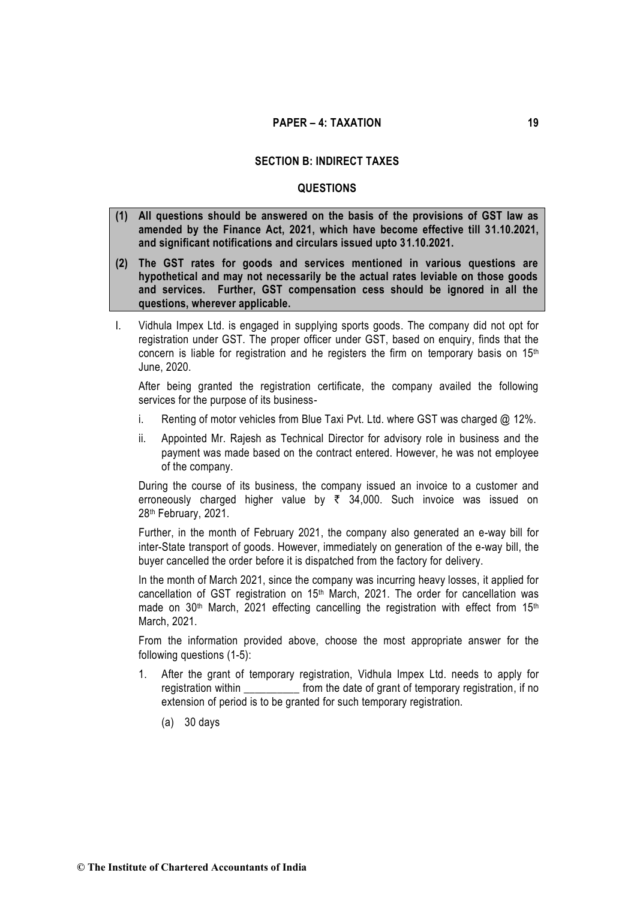## SECTION B: INDIRECT TAXES

## QUESTIONS

**(1) All questions should be answered on the basis of the provisions of GST law as amended by the Finance Act, 2021, which have become effective till 31.10.2021, and significant notifications and circulars issued upto 31.10.2021.**

**(2) The GST rates for goods and services mentioned in various questions are hypothetical and may not necessarily be the actual rates leviable on those goods and services. Further, GST compensation cess should be ignored in all the questions, wherever applicable.**

I. Vidhula Impex Ltd. is engaged in supplying sports goods. The company did not opt for registration under GST. The proper officer under GST, based on enquiry, finds that the concern is liable for registration and he registers the firm on temporary basis on 15th June, 2020.

After being granted the registration certificate, the company availed the following services for the purpose of its business-

i. Renting of motor vehicles from Blue Taxi Pvt. Ltd. where GST was charged @ 12%.

ii. Appointed Mr. Rajesh as Technical Director for advisory role in business and the payment was made based on the contract entered. However, he was not employee of the company.

During the course of its business, the company issued an invoice to a customer and erroneously charged higher value by ₹ 34,000. Such invoice was issued on 28th February, 2021.

Further, in the month of February 2021, the company also generated an e-way bill for inter-State transport of goods. However, immediately on generation of the e-way bill, the buyer cancelled the order before it is dispatched from the factory for delivery.

In the month of March 2021, since the company was incurring heavy losses, it applied for cancellation of GST registration on 15th March, 2021. The order for cancellation was made on 30th March, 2021 effecting cancelling the registration with effect from 15th March, 2021.

From the information provided above, choose the most appropriate answer for the following questions (1-5):

1. After the grant of temporary registration, Vidhula Impex Ltd. needs to apply for registration within __________ from the date of grant of temporary registration, if no extension of period is to be granted for such temporary registration.

   (a) 30 days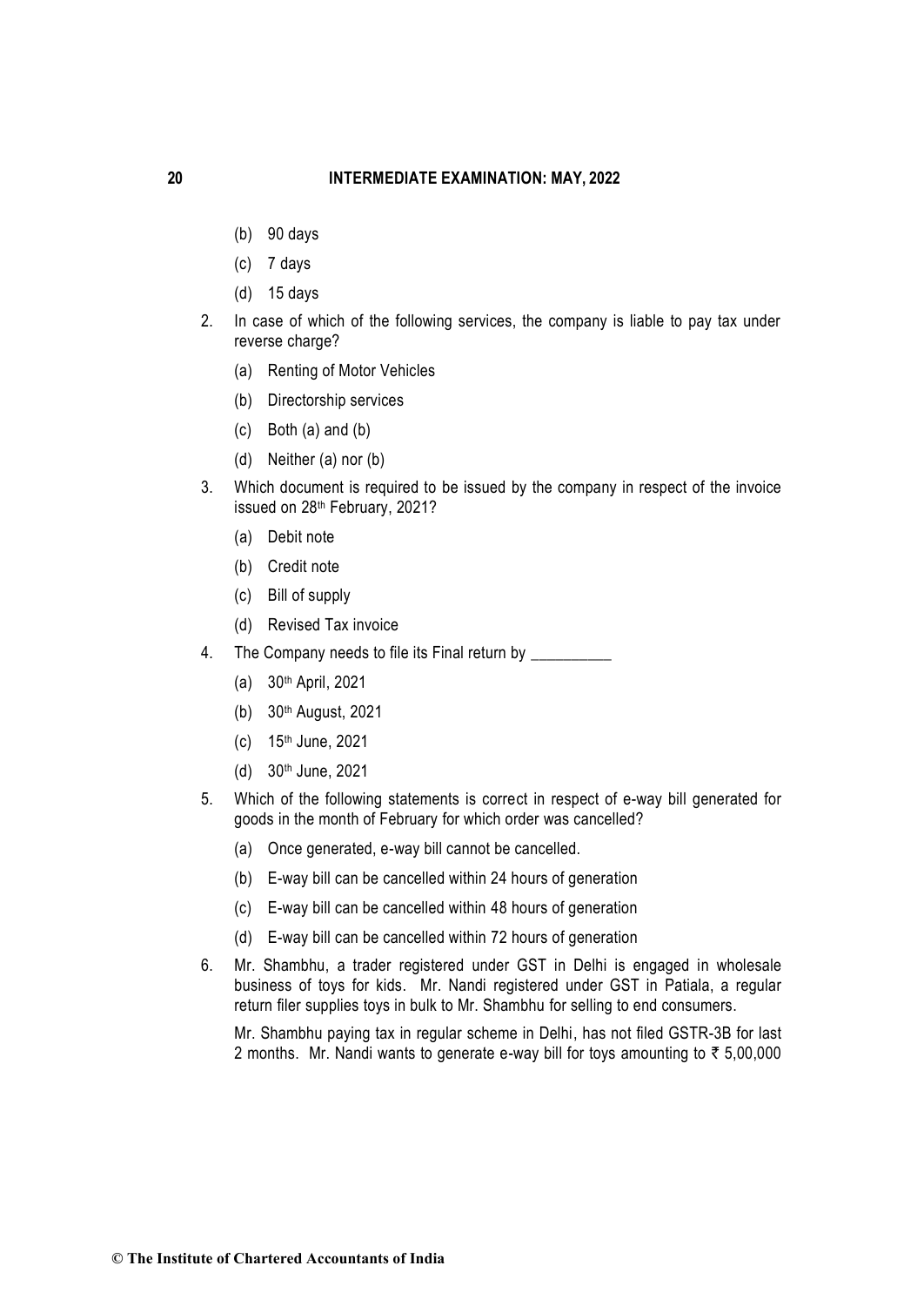(b) 90 days

(c) 7 days

(d) 15 days

2. In case of which of the following services, the company is liable to pay tax under reverse charge?

   (a) Renting of Motor Vehicles

   (b) Directorship services

   (c) Both (a) and (b)

   (d) Neither (a) nor (b)

3. Which document is required to be issued by the company in respect of the invoice issued on 28th February, 2021?

   (a) Debit note

   (b) Credit note

   (c) Bill of supply

   (d) Revised Tax invoice

4. The Company needs to file its Final return by __________

   (a) 30th April, 2021

   (b) 30th August, 2021

   (c) 15th June, 2021

   (d) 30th June, 2021

5. Which of the following statements is correct in respect of e-way bill generated for goods in the month of February for which order was cancelled?

   (a) Once generated, e-way bill cannot be cancelled.

   (b) E-way bill can be cancelled within 24 hours of generation

   (c) E-way bill can be cancelled within 48 hours of generation

   (d) E-way bill can be cancelled within 72 hours of generation

6. Mr. Shambhu, a trader registered under GST in Delhi is engaged in wholesale business of toys for kids. Mr. Nandi registered under GST in Patiala, a regular return filer supplies toys in bulk to Mr. Shambhu for selling to end consumers.

   Mr. Shambhu paying tax in regular scheme in Delhi, has not filed GSTR-3B for last 2 months. Mr. Nandi wants to generate e-way bill for toys amounting to ₹ 5,00,000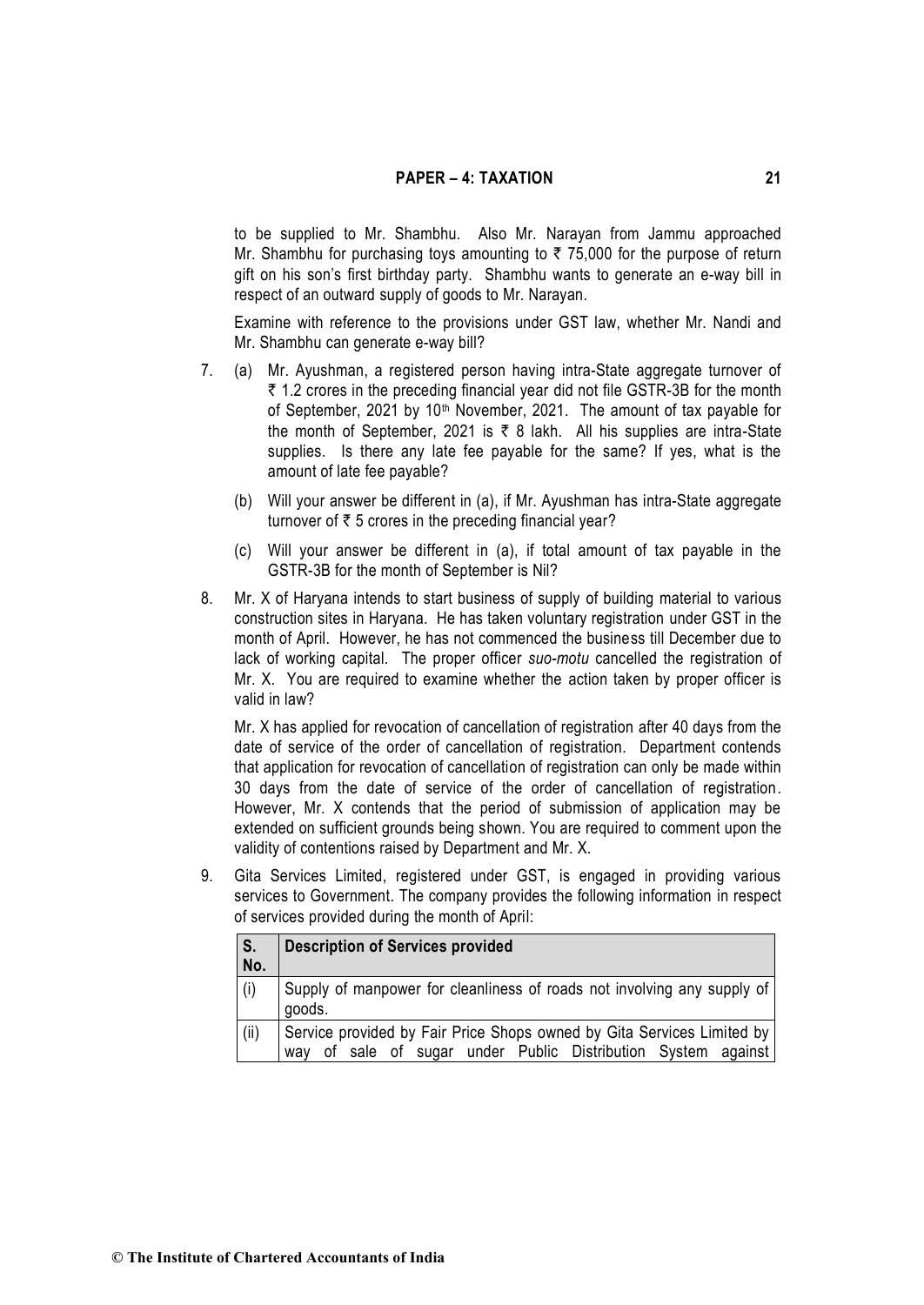to be supplied to Mr. Shambhu. Also Mr. Narayan from Jammu approached Mr. Shambhu for purchasing toys amounting to ₹ 75,000 for the purpose of return gift on his son's first birthday party. Shambhu wants to generate an e-way bill in respect of an outward supply of goods to Mr. Narayan.

Examine with reference to the provisions under GST law, whether Mr. Nandi and Mr. Shambhu can generate e-way bill?

7. (a) Mr. Ayushman, a registered person having intra-State aggregate turnover of ₹ 1.2 crores in the preceding financial year did not file GSTR-3B for the month of September, 2021 by 10th November, 2021. The amount of tax payable for the month of September, 2021 is ₹ 8 lakh. All his supplies are intra-State supplies. Is there any late fee payable for the same? If yes, what is the amount of late fee payable?

   (b) Will your answer be different in (a), if Mr. Ayushman has intra-State aggregate turnover of ₹ 5 crores in the preceding financial year?

   (c) Will your answer be different in (a), if total amount of tax payable in the GSTR-3B for the month of September is Nil?

8. Mr. X of Haryana intends to start business of supply of building material to various construction sites in Haryana. He has taken voluntary registration under GST in the month of April. However, he has not commenced the business till December due to lack of working capital. The proper officer *suo-motu* cancelled the registration of Mr. X. You are required to examine whether the action taken by proper officer is valid in law?

   Mr. X has applied for revocation of cancellation of registration after 40 days from the date of service of the order of cancellation of registration. Department contends that application for revocation of cancellation of registration can only be made within 30 days from the date of service of the order of cancellation of registration. However, Mr. X contends that the period of submission of application may be extended on sufficient grounds being shown. You are required to comment upon the validity of contentions raised by Department and Mr. X.

9. Gita Services Limited, registered under GST, is engaged in providing various services to Government. The company provides the following information in respect of services provided during the month of April:

| S. No. | Description of Services provided |
|---|---|
| (i) | Supply of manpower for cleanliness of roads not involving any supply of goods. |
| (ii) | Service provided by Fair Price Shops owned by Gita Services Limited by way of sale of sugar under Public Distribution System against |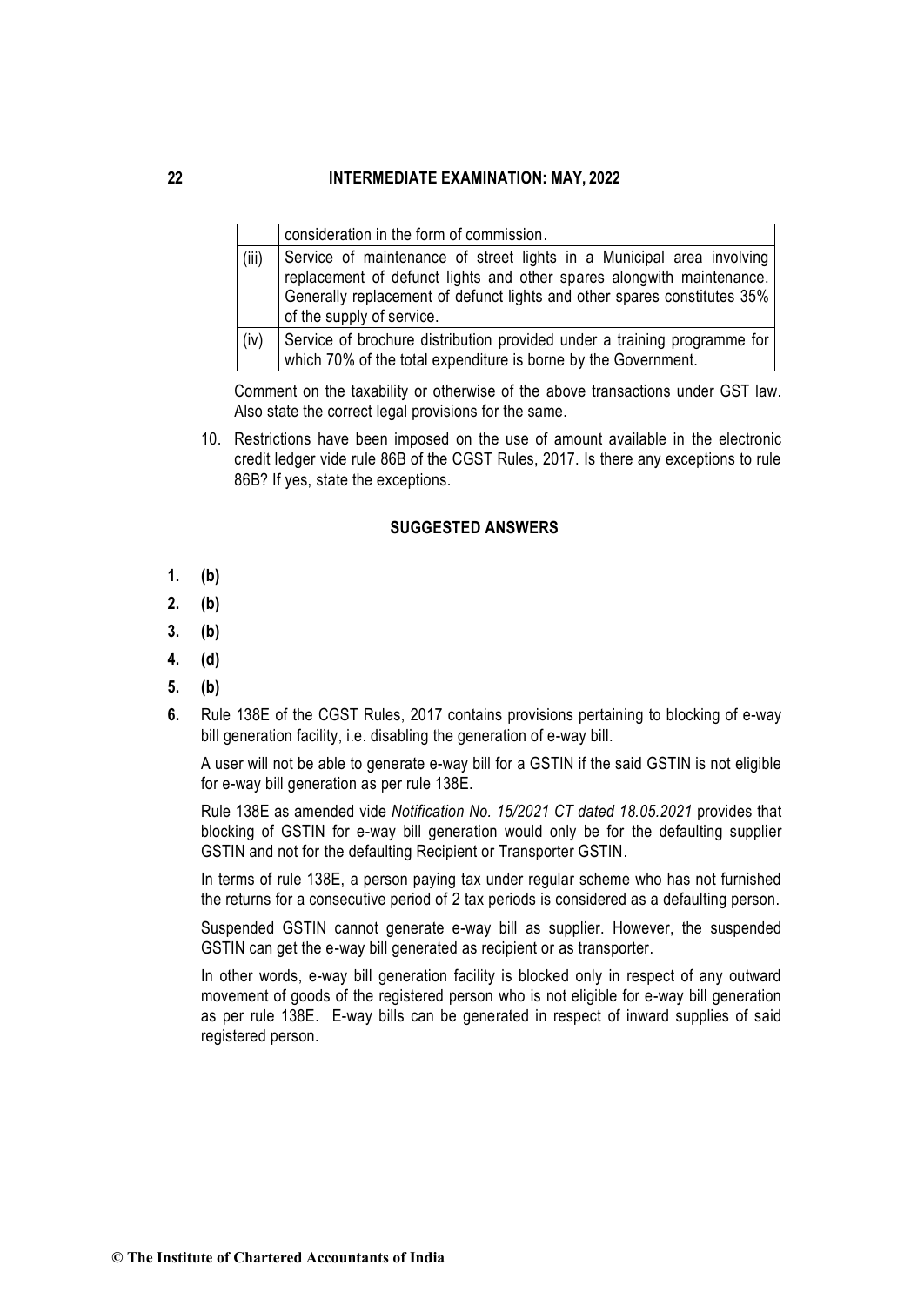|  | consideration in the form of commission. |
|---|---|
| (iii) | Service of maintenance of street lights in a Municipal area involving replacement of defunct lights and other spares alongwith maintenance. Generally replacement of defunct lights and other spares constitutes 35% of the supply of service. |
| (iv) | Service of brochure distribution provided under a training programme for which 70% of the total expenditure is borne by the Government. |

Comment on the taxability or otherwise of the above transactions under GST law. Also state the correct legal provisions for the same.

10. Restrictions have been imposed on the use of amount available in the electronic credit ledger vide rule 86B of the CGST Rules, 2017. Is there any exceptions to rule 86B? If yes, state the exceptions.

## SUGGESTED ANSWERS

**1.** **(b)**

**2.** **(b)**

**3.** **(b)**

**4.** **(d)**

**5.** **(b)**

**6.** Rule 138E of the CGST Rules, 2017 contains provisions pertaining to blocking of e-way bill generation facility, i.e. disabling the generation of e-way bill.

A user will not be able to generate e-way bill for a GSTIN if the said GSTIN is not eligible for e-way bill generation as per rule 138E.

Rule 138E as amended vide *Notification No. 15/2021 CT dated 18.05.2021* provides that blocking of GSTIN for e-way bill generation would only be for the defaulting supplier GSTIN and not for the defaulting Recipient or Transporter GSTIN.

In terms of rule 138E, a person paying tax under regular scheme who has not furnished the returns for a consecutive period of 2 tax periods is considered as a defaulting person.

Suspended GSTIN cannot generate e-way bill as supplier. However, the suspended GSTIN can get the e-way bill generated as recipient or as transporter.

In other words, e-way bill generation facility is blocked only in respect of any outward movement of goods of the registered person who is not eligible for e-way bill generation as per rule 138E. E-way bills can be generated in respect of inward supplies of said registered person.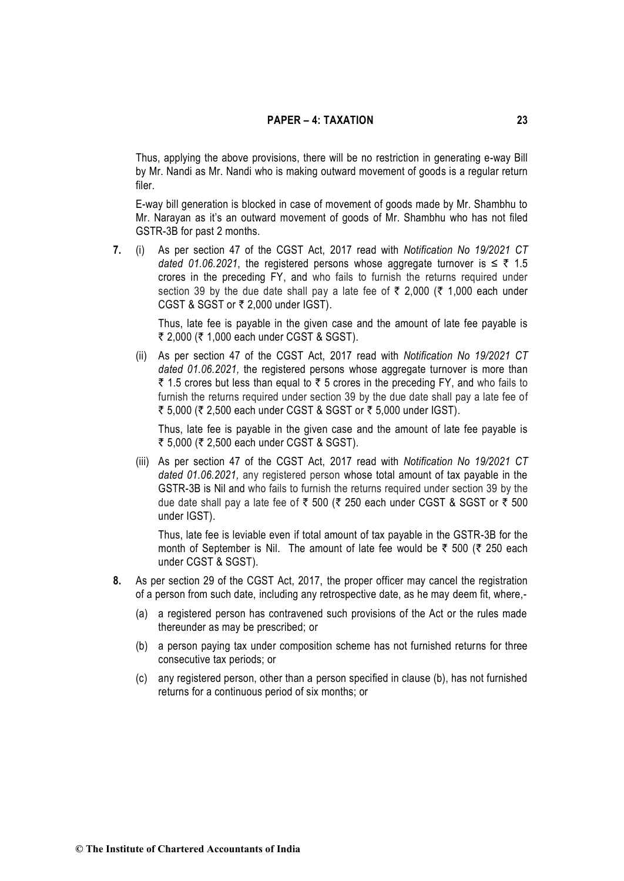Thus, applying the above provisions, there will be no restriction in generating e-way Bill by Mr. Nandi as Mr. Nandi who is making outward movement of goods is a regular return filer.

E-way bill generation is blocked in case of movement of goods made by Mr. Shambhu to Mr. Narayan as it's an outward movement of goods of Mr. Shambhu who has not filed GSTR-3B for past 2 months.

**7.** (i) As per section 47 of the CGST Act, 2017 read with *Notification No 19/2021 CT dated 01.06.2021*, the registered persons whose aggregate turnover is ≤ ₹ 1.5 crores in the preceding FY, and who fails to furnish the returns required under section 39 by the due date shall pay a late fee of ₹ 2,000 (₹ 1,000 each under CGST & SGST or ₹ 2,000 under IGST).

Thus, late fee is payable in the given case and the amount of late fee payable is ₹ 2,000 (₹ 1,000 each under CGST & SGST).

(ii) As per section 47 of the CGST Act, 2017 read with *Notification No 19/2021 CT dated 01.06.2021,* the registered persons whose aggregate turnover is more than ₹ 1.5 crores but less than equal to ₹ 5 crores in the preceding FY, and who fails to furnish the returns required under section 39 by the due date shall pay a late fee of ₹ 5,000 (₹ 2,500 each under CGST & SGST or ₹ 5,000 under IGST).

Thus, late fee is payable in the given case and the amount of late fee payable is ₹ 5,000 (₹ 2,500 each under CGST & SGST).

(iii) As per section 47 of the CGST Act, 2017 read with *Notification No 19/2021 CT dated 01.06.2021,* any registered person whose total amount of tax payable in the GSTR-3B is Nil and who fails to furnish the returns required under section 39 by the due date shall pay a late fee of ₹ 500 (₹ 250 each under CGST & SGST or ₹ 500 under IGST).

Thus, late fee is leviable even if total amount of tax payable in the GSTR-3B for the month of September is Nil. The amount of late fee would be ₹ 500 (₹ 250 each under CGST & SGST).

**8.** As per section 29 of the CGST Act, 2017, the proper officer may cancel the registration of a person from such date, including any retrospective date, as he may deem fit, where,-

(a) a registered person has contravened such provisions of the Act or the rules made thereunder as may be prescribed; or

(b) a person paying tax under composition scheme has not furnished returns for three consecutive tax periods; or

(c) any registered person, other than a person specified in clause (b), has not furnished returns for a continuous period of six months; or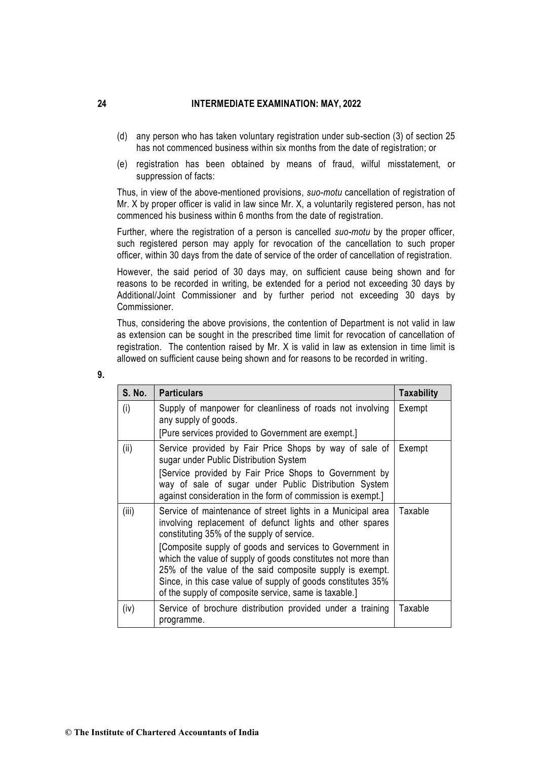(d) any person who has taken voluntary registration under sub-section (3) of section 25 has not commenced business within six months from the date of registration; or

(e) registration has been obtained by means of fraud, wilful misstatement, or suppression of facts:

Thus, in view of the above-mentioned provisions, *suo-motu* cancellation of registration of Mr. X by proper officer is valid in law since Mr. X, a voluntarily registered person, has not commenced his business within 6 months from the date of registration.

Further, where the registration of a person is cancelled *suo-motu* by the proper officer, such registered person may apply for revocation of the cancellation to such proper officer, within 30 days from the date of service of the order of cancellation of registration.

However, the said period of 30 days may, on sufficient cause being shown and for reasons to be recorded in writing, be extended for a period not exceeding 30 days by Additional/Joint Commissioner and by further period not exceeding 30 days by Commissioner.

Thus, considering the above provisions, the contention of Department is not valid in law as extension can be sought in the prescribed time limit for revocation of cancellation of registration. The contention raised by Mr. X is valid in law as extension in time limit is allowed on sufficient cause being shown and for reasons to be recorded in writing.

**9.**

| S. No. | Particulars | Taxability |
|---|---|---|
| (i) | Supply of manpower for cleanliness of roads not involving any supply of goods.<br>[Pure services provided to Government are exempt.] | Exempt |
| (ii) | Service provided by Fair Price Shops by way of sale of sugar under Public Distribution System<br>[Service provided by Fair Price Shops to Government by way of sale of sugar under Public Distribution System against consideration in the form of commission is exempt.] | Exempt |
| (iii) | Service of maintenance of street lights in a Municipal area involving replacement of defunct lights and other spares constituting 35% of the supply of service.<br>[Composite supply of goods and services to Government in which the value of supply of goods constitutes not more than 25% of the value of the said composite supply is exempt. Since, in this case value of supply of goods constitutes 35% of the supply of composite service, same is taxable.] | Taxable |
| (iv) | Service of brochure distribution provided under a training programme. | Taxable |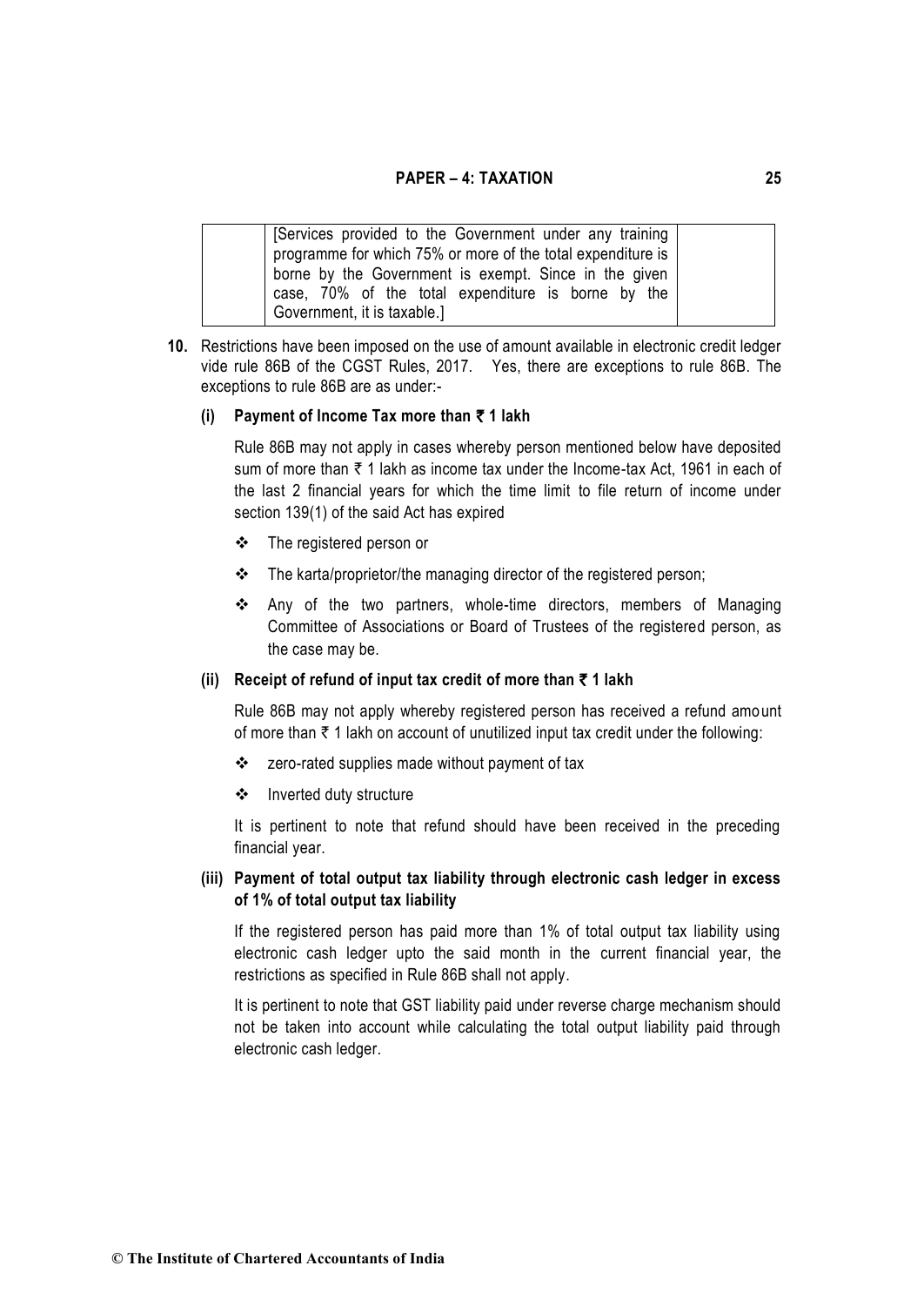|  | [Services provided to the Government under any training programme for which 75% or more of the total expenditure is borne by the Government is exempt. Since in the given case, 70% of the total expenditure is borne by the Government, it is taxable.] |  |
|---|---|---|

**10.** Restrictions have been imposed on the use of amount available in electronic credit ledger vide rule 86B of the CGST Rules, 2017. Yes, there are exceptions to rule 86B. The exceptions to rule 86B are as under:-

**(i) Payment of Income Tax more than ₹ 1 lakh**

Rule 86B may not apply in cases whereby person mentioned below have deposited sum of more than ₹ 1 lakh as income tax under the Income-tax Act, 1961 in each of the last 2 financial years for which the time limit to file return of income under section 139(1) of the said Act has expired

- The registered person or
- The karta/proprietor/the managing director of the registered person;
- Any of the two partners, whole-time directors, members of Managing Committee of Associations or Board of Trustees of the registered person, as the case may be.

**(ii) Receipt of refund of input tax credit of more than ₹ 1 lakh**

Rule 86B may not apply whereby registered person has received a refund amount of more than ₹ 1 lakh on account of unutilized input tax credit under the following:

- zero-rated supplies made without payment of tax
- Inverted duty structure

It is pertinent to note that refund should have been received in the preceding financial year.

**(iii) Payment of total output tax liability through electronic cash ledger in excess of 1% of total output tax liability**

If the registered person has paid more than 1% of total output tax liability using electronic cash ledger upto the said month in the current financial year, the restrictions as specified in Rule 86B shall not apply.

It is pertinent to note that GST liability paid under reverse charge mechanism should not be taken into account while calculating the total output liability paid through electronic cash ledger.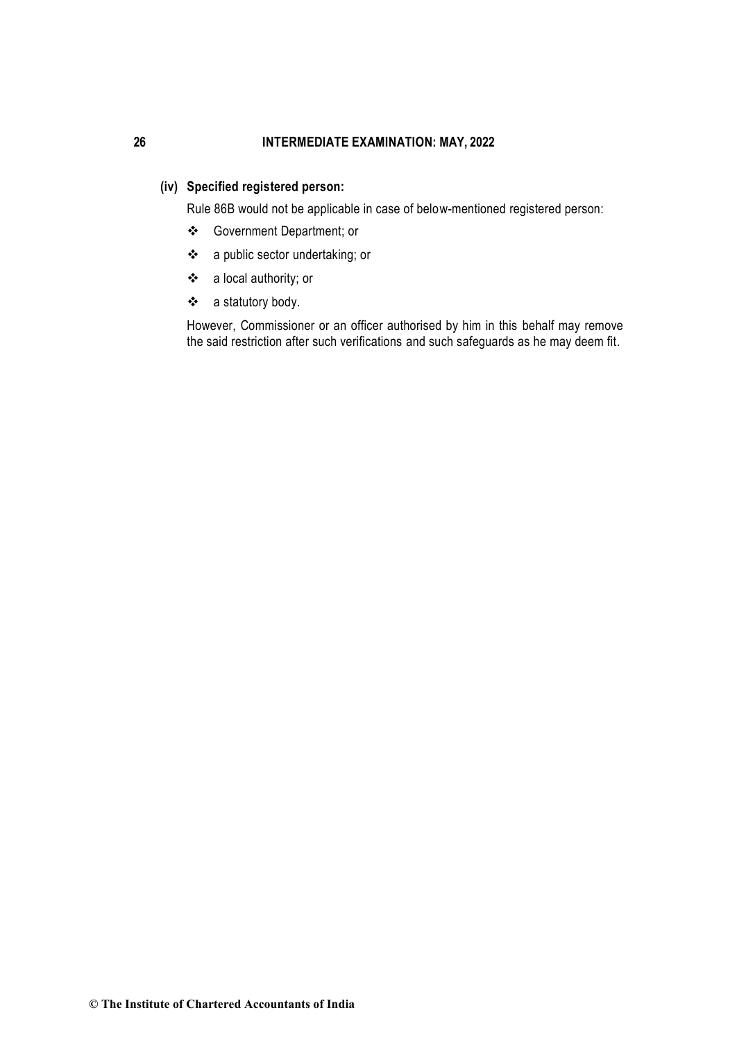**(iv) Specified registered person:**

Rule 86B would not be applicable in case of below-mentioned registered person:

- Government Department; or
- a public sector undertaking; or
- a local authority; or
- a statutory body.

However, Commissioner or an officer authorised by him in this behalf may remove the said restriction after such verifications and such safeguards as he may deem fit.